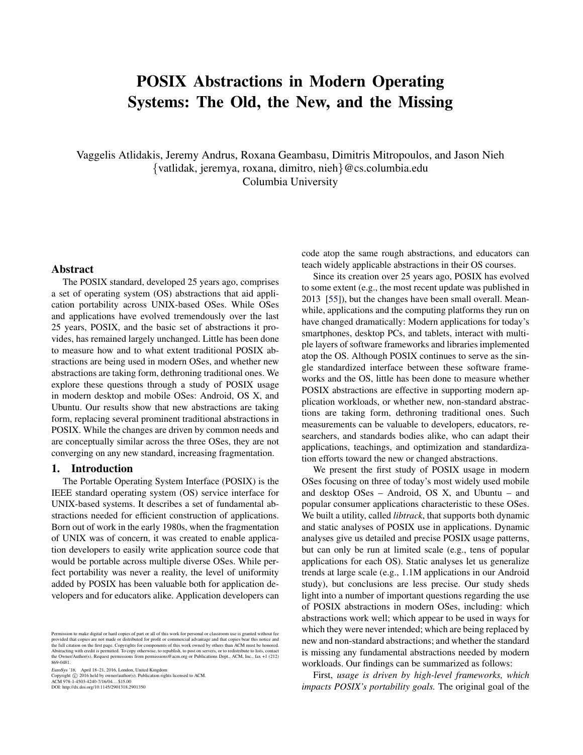# POSIX Abstractions in Modern Operating Systems: The Old, the New, and the Missing

Vaggelis Atlidakis, Jeremy Andrus, Roxana Geambasu, Dimitris Mitropoulos, and Jason Nieh
{vatlidak, jeremya, roxana, dimitro, nieh}@cs.columbia.edu
Columbia University

## Abstract

The POSIX standard, developed 25 years ago, comprises a set of operating system (OS) abstractions that aid application portability across UNIX-based OSes. While OSes and applications have evolved tremendously over the last 25 years, POSIX, and the basic set of abstractions it provides, has remained largely unchanged. Little has been done to measure how and to what extent traditional POSIX abstractions are being used in modern OSes, and whether new abstractions are taking form, dethroning traditional ones. We explore these questions through a study of POSIX usage in modern desktop and mobile OSes: Android, OS X, and Ubuntu. Our results show that new abstractions are taking form, replacing several prominent traditional abstractions in POSIX. While the changes are driven by common needs and are conceptually similar across the three OSes, they are not converging on any new standard, increasing fragmentation.

## 1. Introduction

The Portable Operating System Interface (POSIX) is the IEEE standard operating system (OS) service interface for UNIX-based systems. It describes a set of fundamental abstractions needed for efficient construction of applications. Born out of work in the early 1980s, when the fragmentation of UNIX was of concern, it was created to enable application developers to easily write application source code that would be portable across multiple diverse OSes. While perfect portability was never a reality, the level of uniformity added by POSIX has been valuable both for application developers and for educators alike. Application developers can code atop the same rough abstractions, and educators can teach widely applicable abstractions in their OS courses.

Since its creation over 25 years ago, POSIX has evolved to some extent (e.g., the most recent update was published in 2013 [55]), but the changes have been small overall. Meanwhile, applications and the computing platforms they run on have changed dramatically: Modern applications for today's smartphones, desktop PCs, and tablets, interact with multiple layers of software frameworks and libraries implemented atop the OS. Although POSIX continues to serve as the single standardized interface between these software frameworks and the OS, little has been done to measure whether POSIX abstractions are effective in supporting modern application workloads, or whether new, non-standard abstractions are taking form, dethroning traditional ones. Such measurements can be valuable to developers, educators, researchers, and standards bodies alike, who can adapt their applications, teachings, and optimization and standardization efforts toward the new or changed abstractions.

We present the first study of POSIX usage in modern OSes focusing on three of today's most widely used mobile and desktop OSes – Android, OS X, and Ubuntu – and popular consumer applications characteristic to these OSes. We built a utility, called *libtrack*, that supports both dynamic and static analyses of POSIX use in applications. Dynamic analyses give us detailed and precise POSIX usage patterns, but can only be run at limited scale (e.g., tens of popular applications for each OS). Static analyses let us generalize trends at large scale (e.g., 1.1M applications in our Android study), but conclusions are less precise. Our study sheds light into a number of important questions regarding the use of POSIX abstractions in modern OSes, including: which abstractions work well; which appear to be used in ways for which they were never intended; which are being replaced by new and non-standard abstractions; and whether the standard is missing any fundamental abstractions needed by modern workloads. Our findings can be summarized as follows:

First, *usage is driven by high-level frameworks, which impacts POSIX's portability goals.* The original goal of the

Permission to make digital or hard copies of part or all of this work for personal or classroom use is granted without fee provided that copies are not made or distributed for profit or commercial advantage and that copies bear this notice and the full citation on the first page. Copyrights for components of this work owned by others than ACM must be honored. Abstracting with credit is permitted. To copy otherwise, to republish, to post on servers, or to redistribute to lists, contact the Owner/Author(s). Request permissions from permissions@acm.org or Publications Dept., ACM, Inc., fax +1 (212) 869-0481.

*EuroSys '16,* April 18–21, 2016, London, United Kingdom
Copyright © 2016 held by owner/author(s). Publication rights licensed to ACM.
ACM 978-1-4503-4240-7/16/04... $15.00
DOI: http://dx.doi.org/10.1145/2901318.2901350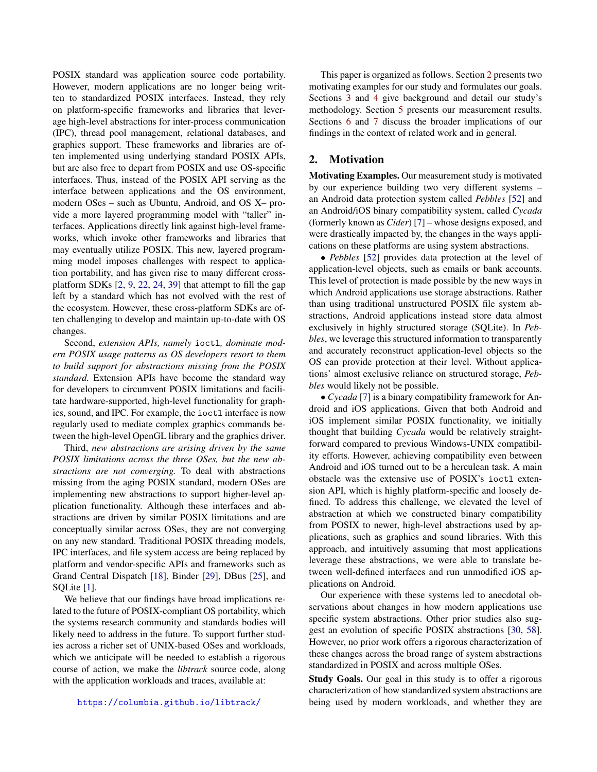POSIX standard was application source code portability. However, modern applications are no longer being written to standardized POSIX interfaces. Instead, they rely on platform-specific frameworks and libraries that leverage high-level abstractions for inter-process communication (IPC), thread pool management, relational databases, and graphics support. These frameworks and libraries are often implemented using underlying standard POSIX APIs, but are also free to depart from POSIX and use OS-specific interfaces. Thus, instead of the POSIX API serving as the interface between applications and the OS environment, modern OSes – such as Ubuntu, Android, and OS X– provide a more layered programming model with "taller" interfaces. Applications directly link against high-level frameworks, which invoke other frameworks and libraries that may eventually utilize POSIX. This new, layered programming model imposes challenges with respect to application portability, and has given rise to many different cross-platform SDKs [2, 9, 22, 24, 39] that attempt to fill the gap left by a standard which has not evolved with the rest of the ecosystem. However, these cross-platform SDKs are often challenging to develop and maintain up-to-date with OS changes.

Second, *extension APIs, namely* `ioctl`*, dominate modern POSIX usage patterns as OS developers resort to them to build support for abstractions missing from the POSIX standard.* Extension APIs have become the standard way for developers to circumvent POSIX limitations and facilitate hardware-supported, high-level functionality for graphics, sound, and IPC. For example, the `ioctl` interface is now regularly used to mediate complex graphics commands between the high-level OpenGL library and the graphics driver.

Third, *new abstractions are arising driven by the same POSIX limitations across the three OSes, but the new abstractions are not converging.* To deal with abstractions missing from the aging POSIX standard, modern OSes are implementing new abstractions to support higher-level application functionality. Although these interfaces and abstractions are driven by similar POSIX limitations and are conceptually similar across OSes, they are not converging on any new standard. Traditional POSIX threading models, IPC interfaces, and file system access are being replaced by platform and vendor-specific APIs and frameworks such as Grand Central Dispatch [18], Binder [29], DBus [25], and SQLite [1].

We believe that our findings have broad implications related to the future of POSIX-compliant OS portability, which the systems research community and standards bodies will likely need to address in the future. To support further studies across a richer set of UNIX-based OSes and workloads, which we anticipate will be needed to establish a rigorous course of action, we make the *libtrack* source code, along with the application workloads and traces, available at:

https://columbia.github.io/libtrack/

This paper is organized as follows. Section 2 presents two motivating examples for our study and formulates our goals. Sections 3 and 4 give background and detail our study's methodology. Section 5 presents our measurement results. Sections 6 and 7 discuss the broader implications of our findings in the context of related work and in general.

## 2. Motivation

**Motivating Examples.** Our measurement study is motivated by our experience building two very different systems – an Android data protection system called *Pebbles* [52] and an Android/iOS binary compatibility system, called *Cycada* (formerly known as *Cider*) [7] – whose designs exposed, and were drastically impacted by, the changes in the ways applications on these platforms are using system abstractions.

• *Pebbles* [52] provides data protection at the level of application-level objects, such as emails or bank accounts. This level of protection is made possible by the new ways in which Android applications use storage abstractions. Rather than using traditional unstructured POSIX file system abstractions, Android applications instead store data almost exclusively in highly structured storage (SQLite). In *Pebbles*, we leverage this structured information to transparently and accurately reconstruct application-level objects so the OS can provide protection at their level. Without applications' almost exclusive reliance on structured storage, *Pebbles* would likely not be possible.

• *Cycada* [7] is a binary compatibility framework for Android and iOS applications. Given that both Android and iOS implement similar POSIX functionality, we initially thought that building *Cycada* would be relatively straightforward compared to previous Windows-UNIX compatibility efforts. However, achieving compatibility even between Android and iOS turned out to be a herculean task. A main obstacle was the extensive use of POSIX's `ioctl` extension API, which is highly platform-specific and loosely defined. To address this challenge, we elevated the level of abstraction at which we constructed binary compatibility from POSIX to newer, high-level abstractions used by applications, such as graphics and sound libraries. With this approach, and intuitively assuming that most applications leverage these abstractions, we were able to translate between well-defined interfaces and run unmodified iOS applications on Android.

Our experience with these systems led to anecdotal observations about changes in how modern applications use specific system abstractions. Other prior studies also suggest an evolution of specific POSIX abstractions [30, 58]. However, no prior work offers a rigorous characterization of these changes across the broad range of system abstractions standardized in POSIX and across multiple OSes.

**Study Goals.** Our goal in this study is to offer a rigorous characterization of how standardized system abstractions are being used by modern workloads, and whether they are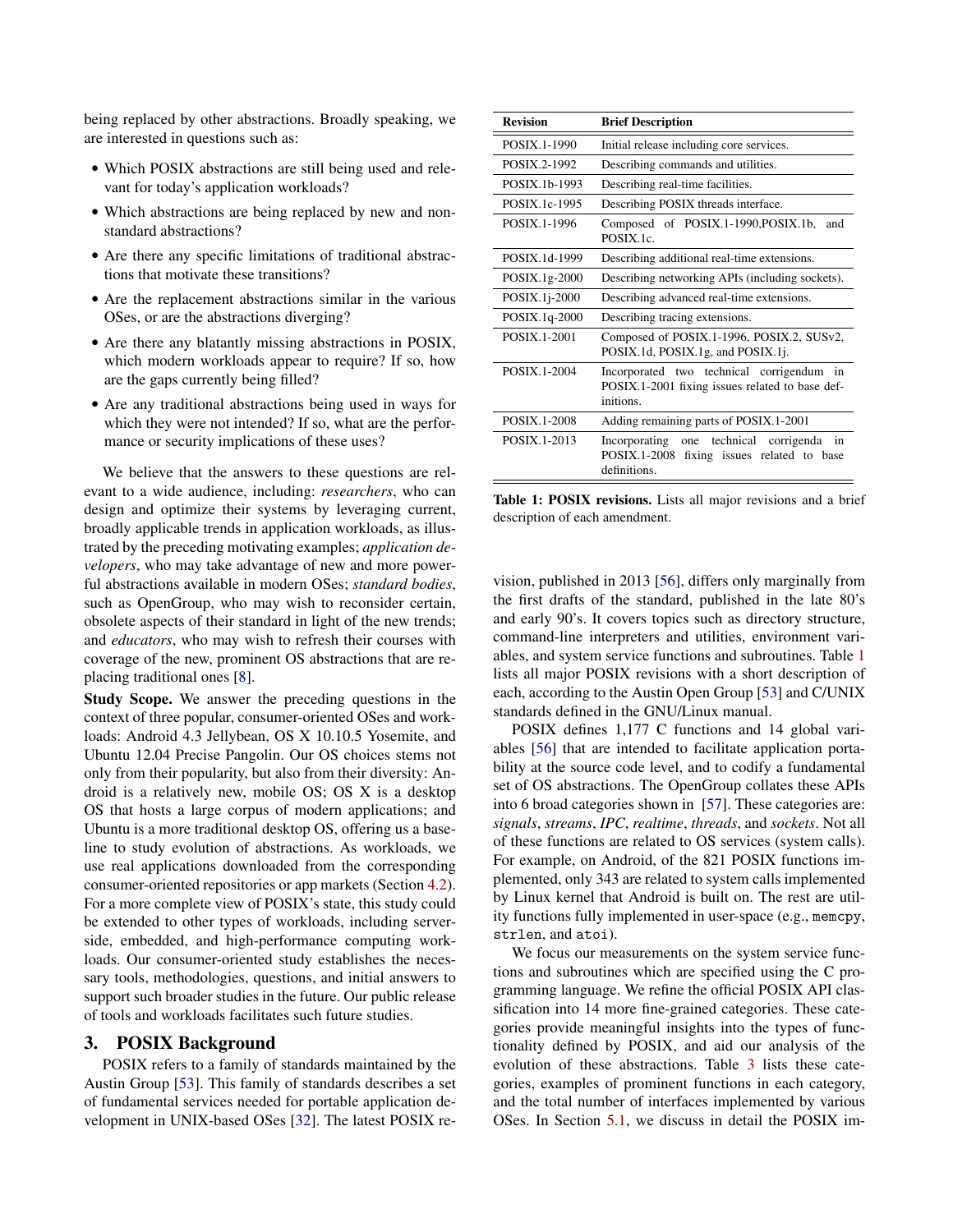being replaced by other abstractions. Broadly speaking, we are interested in questions such as:

- Which POSIX abstractions are still being used and relevant for today's application workloads?
- Which abstractions are being replaced by new and non-standard abstractions?
- Are there any specific limitations of traditional abstractions that motivate these transitions?
- Are the replacement abstractions similar in the various OSes, or are the abstractions diverging?
- Are there any blatantly missing abstractions in POSIX, which modern workloads appear to require? If so, how are the gaps currently being filled?
- Are any traditional abstractions being used in ways for which they were not intended? If so, what are the performance or security implications of these uses?

We believe that the answers to these questions are relevant to a wide audience, including: *researchers*, who can design and optimize their systems by leveraging current, broadly applicable trends in application workloads, as illustrated by the preceding motivating examples; *application developers*, who may take advantage of new and more powerful abstractions available in modern OSes; *standard bodies*, such as OpenGroup, who may wish to reconsider certain, obsolete aspects of their standard in light of the new trends; and *educators*, who may wish to refresh their courses with coverage of the new, prominent OS abstractions that are replacing traditional ones [8].

**Study Scope.** We answer the preceding questions in the context of three popular, consumer-oriented OSes and workloads: Android 4.3 Jellybean, OS X 10.10.5 Yosemite, and Ubuntu 12.04 Precise Pangolin. Our OS choices stems not only from their popularity, but also from their diversity: Android is a relatively new, mobile OS; OS X is a desktop OS that hosts a large corpus of modern applications; and Ubuntu is a more traditional desktop OS, offering us a baseline to study evolution of abstractions. As workloads, we use real applications downloaded from the corresponding consumer-oriented repositories or app markets (Section 4.2). For a more complete view of POSIX's state, this study could be extended to other types of workloads, including server-side, embedded, and high-performance computing workloads. Our consumer-oriented study establishes the necessary tools, methodologies, questions, and initial answers to support such broader studies in the future. Our public release of tools and workloads facilitates such future studies.

## 3. POSIX Background

POSIX refers to a family of standards maintained by the Austin Group [53]. This family of standards describes a set of fundamental services needed for portable application development in UNIX-based OSes [32]. The latest POSIX revision, published in 2013 [56], differs only marginally from the first drafts of the standard, published in the late 80's and early 90's. It covers topics such as directory structure, command-line interpreters and utilities, environment variables, and system service functions and subroutines. Table 1 lists all major POSIX revisions with a short description of each, according to the Austin Open Group [53] and C/UNIX standards defined in the GNU/Linux manual.

| Revision | Brief Description |
|---|---|
| POSIX.1-1990 | Initial release including core services. |
| POSIX.2-1992 | Describing commands and utilities. |
| POSIX.1b-1993 | Describing real-time facilities. |
| POSIX.1c-1995 | Describing POSIX threads interface. |
| POSIX.1-1996 | Composed of POSIX.1-1990,POSIX.1b, and POSIX.1c. |
| POSIX.1d-1999 | Describing additional real-time extensions. |
| POSIX.1g-2000 | Describing networking APIs (including sockets). |
| POSIX.1j-2000 | Describing advanced real-time extensions. |
| POSIX.1q-2000 | Describing tracing extensions. |
| POSIX.1-2001 | Composed of POSIX.1-1996, POSIX.2, SUSv2, POSIX.1d, POSIX.1g, and POSIX.1j. |
| POSIX.1-2004 | Incorporating two technical corrigendum in POSIX.1-2001 fixing issues related to base definitions. |
| POSIX.1-2008 | Adding remaining parts of POSIX.1-2001 |
| POSIX.1-2013 | Incorporating one technical corrigenda in POSIX.1-2008 fixing issues related to base definitions. |

**Table 1: POSIX revisions.** Lists all major revisions and a brief description of each amendment.

POSIX defines 1,177 C functions and 14 global variables [56] that are intended to facilitate application portability at the source code level, and to codify a fundamental set of OS abstractions. The OpenGroup collates these APIs into 6 broad categories shown in [57]. These categories are: *signals*, *streams*, *IPC*, *realtime*, *threads*, and *sockets*. Not all of these functions are related to OS services (system calls). For example, on Android, of the 821 POSIX functions implemented, only 343 are related to system calls implemented by Linux kernel that Android is built on. The rest are utility functions fully implemented in user-space (e.g., `memcpy`, `strlen`, and `atoi`).

We focus our measurements on the system service functions and subroutines which are specified using the C programming language. We refine the official POSIX API classification into 14 more fine-grained categories. These categories provide meaningful insights into the types of functionality defined by POSIX, and aid our analysis of the evolution of these abstractions. Table 3 lists these categories, examples of prominent functions in each category, and the total number of interfaces implemented by various OSes. In Section 5.1, we discuss in detail the POSIX im-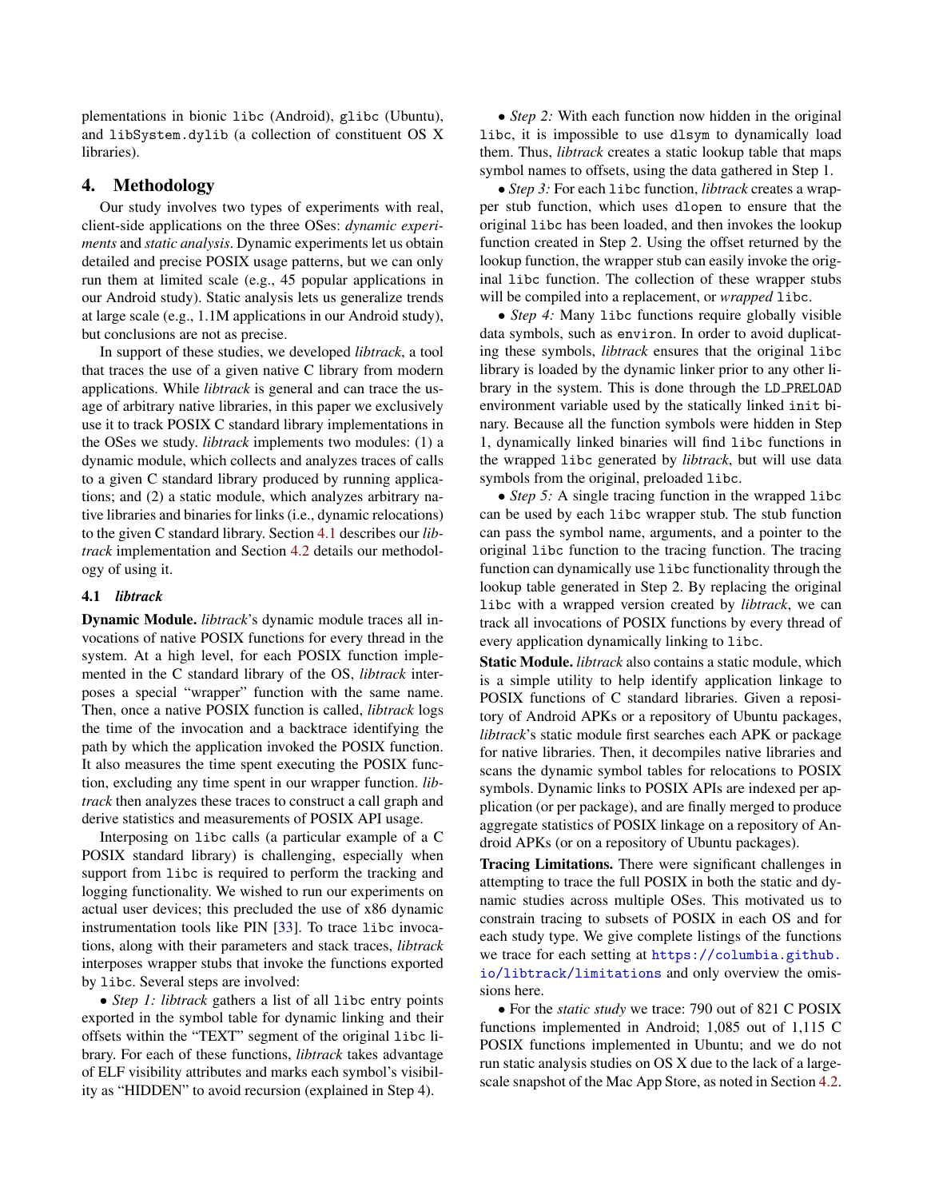plementations in bionic `libc` (Android), `glibc` (Ubuntu), and `libSystem.dylib` (a collection of constituent OS X libraries).

## 4. Methodology

Our study involves two types of experiments with real, client-side applications on the three OSes: *dynamic experiments* and *static analysis*. Dynamic experiments let us obtain detailed and precise POSIX usage patterns, but we can only run them at limited scale (e.g., 45 popular applications in our Android study). Static analysis lets us generalize trends at large scale (e.g., 1.1M applications in our Android study), but conclusions are not as precise.

In support of these studies, we developed *libtrack*, a tool that traces the use of a given native C library from modern applications. While *libtrack* is general and can trace the usage of arbitrary native libraries, in this paper we exclusively use it to track POSIX C standard library implementations in the OSes we study. *libtrack* implements two modules: (1) a dynamic module, which collects and analyzes traces of calls to a given C standard library produced by running applications; and (2) a static module, which analyzes arbitrary native libraries and binaries for links (i.e., dynamic relocations) to the given C standard library. Section 4.1 describes our *libtrack* implementation and Section 4.2 details our methodology of using it.

### 4.1 *libtrack*

**Dynamic Module.** *libtrack*'s dynamic module traces all invocations of native POSIX functions for every thread in the system. At a high level, for each POSIX function implemented in the C standard library of the OS, *libtrack* interposes a special "wrapper" function with the same name. Then, once a native POSIX function is called, *libtrack* logs the time of the invocation and a backtrace identifying the path by which the application invoked the POSIX function. It also measures the time spent executing the POSIX function, excluding any time spent in our wrapper function. *libtrack* then analyzes these traces to construct a call graph and derive statistics and measurements of POSIX API usage.

Interposing on `libc` calls (a particular example of a C POSIX standard library) is challenging, especially when support from `libc` is required to perform the tracking and logging functionality. We wished to run our experiments on actual user devices; this precluded the use of x86 dynamic instrumentation tools like PIN [33]. To trace `libc` invocations, along with their parameters and stack traces, *libtrack* interposes wrapper stubs that invoke the functions exported by `libc`. Several steps are involved:

- *Step 1: libtrack* gathers a list of all `libc` entry points exported in the symbol table for dynamic linking and their offsets within the "TEXT" segment of the original `libc` library. For each of these functions, *libtrack* takes advantage of ELF visibility attributes and marks each symbol's visibility as "HIDDEN" to avoid recursion (explained in Step 4).
- *Step 2:* With each function now hidden in the original `libc`, it is impossible to use `dlsym` to dynamically load them. Thus, *libtrack* creates a static lookup table that maps symbol names to offsets, using the data gathered in Step 1.
- *Step 3:* For each `libc` function, *libtrack* creates a wrapper stub function, which uses `dlopen` to ensure that the original `libc` has been loaded, and then invokes the lookup function created in Step 2. Using the offset returned by the lookup function, the wrapper stub can easily invoke the original `libc` function. The collection of these wrapper stubs will be compiled into a replacement, or *wrapped* `libc`.
- *Step 4:* Many `libc` functions require globally visible data symbols, such as `environ`. In order to avoid duplicating these symbols, *libtrack* ensures that the original `libc` library is loaded by the dynamic linker prior to any other library in the system. This is done through the LD_PRELOAD environment variable used by the statically linked `init` binary. Because all the function symbols were hidden in Step 1, dynamically linked binaries will find `libc` functions in the wrapped `libc` generated by *libtrack*, but will use data symbols from the original, preloaded `libc`.
- *Step 5:* A single tracing function in the wrapped `libc` can be used by each `libc` wrapper stub. The stub function can pass the symbol name, arguments, and a pointer to the original `libc` function to the tracing function. The tracing function can dynamically use `libc` functionality through the lookup table generated in Step 2. By replacing the original `libc` with a wrapped version created by *libtrack*, we can track all invocations of POSIX functions by every thread of every application dynamically linking to `libc`.

**Static Module.** *libtrack* also contains a static module, which is a simple utility to help identify application linkage to POSIX functions of C standard libraries. Given a repository of Android APKs or a repository of Ubuntu packages, *libtrack*'s static module first searches each APK or package for native libraries. Then, it decompiles native libraries and scans the dynamic symbol tables for relocations to POSIX symbols. Dynamic links to POSIX APIs are indexed per application (or per package), and are finally merged to produce aggregate statistics of POSIX linkage on a repository of Android APKs (or on a repository of Ubuntu packages).

**Tracing Limitations.** There were significant challenges in attempting to trace the full POSIX in both the static and dynamic studies across multiple OSes. This motivated us to constrain tracing to subsets of POSIX in each OS and for each study type. We give complete listings of the functions we trace for each setting at https://columbia.github.io/libtrack/limitations and only overview the omissions here.

- For the *static study* we trace: 790 out of 821 C POSIX functions implemented in Android; 1,085 out of 1,115 C POSIX functions implemented in Ubuntu; and we do not run static analysis studies on OS X due to the lack of a large-scale snapshot of the Mac App Store, as noted in Section 4.2.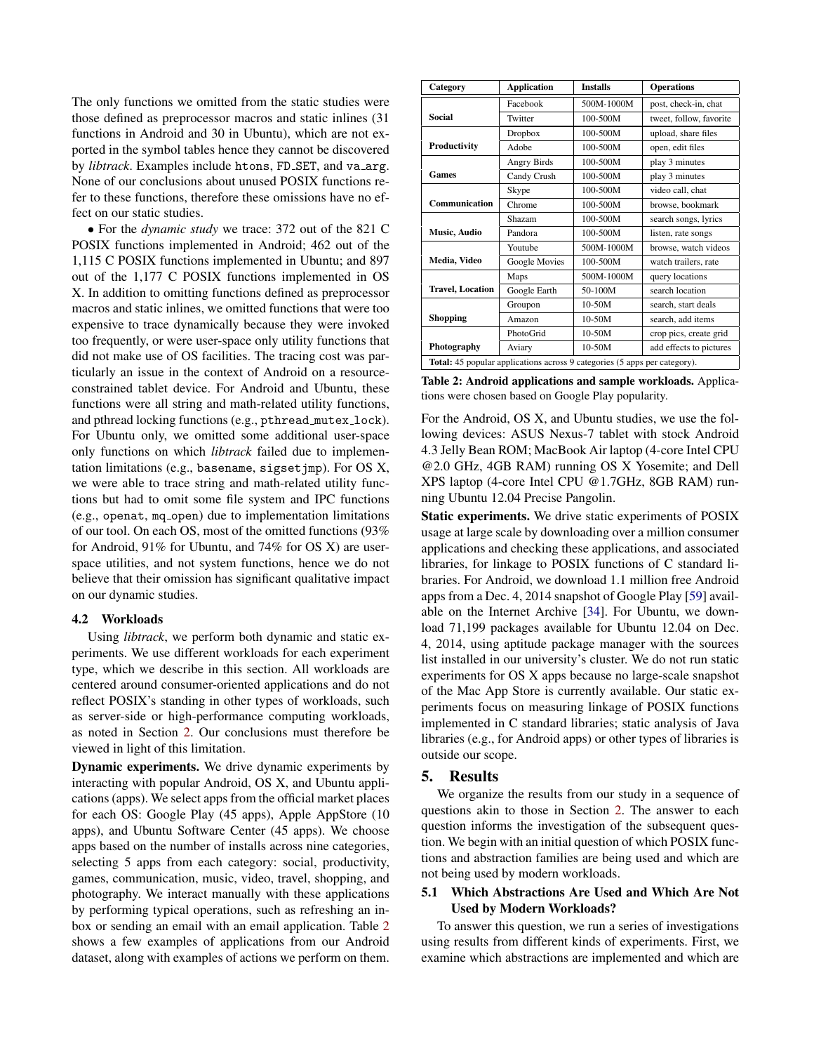The only functions we omitted from the static studies were those defined as preprocessor macros and static inlines (31 functions in Android and 30 in Ubuntu), which are not exported in the symbol tables hence they cannot be discovered by *libtrack*. Examples include htons, FD_SET, and va_arg. None of our conclusions about unused POSIX functions refer to these functions, therefore these omissions have no effect on our static studies.

• For the *dynamic study* we trace: 372 out of the 821 C POSIX functions implemented in Android; 462 out of the 1,115 C POSIX functions implemented in Ubuntu; and 897 out of the 1,177 C POSIX functions implemented in OS X. In addition to omitting functions defined as preprocessor macros and static inlines, we omitted functions that were too expensive to trace dynamically because they were invoked too frequently, or were user-space only utility functions that did not make use of OS facilities. The tracing cost was particularly an issue in the context of Android on a resource-constrained tablet device. For Android and Ubuntu, these functions were all string and math-related utility functions, and pthread locking functions (e.g., pthread_mutex_lock). For Ubuntu only, we omitted some additional user-space only functions on which *libtrack* failed due to implementation limitations (e.g., basename, sigsetjmp). For OS X, we were able to trace string and math-related utility functions but had to omit some file system and IPC functions (e.g., openat, mq_open) due to implementation limitations of our tool. On each OS, most of the omitted functions (93% for Android, 91% for Ubuntu, and 74% for OS X) are user-space utilities, and not system functions, hence we do not believe that their omission has significant qualitative impact on our dynamic studies.

### 4.2 Workloads

Using *libtrack*, we perform both dynamic and static experiments. We use different workloads for each experiment type, which we describe in this section. All workloads are centered around consumer-oriented applications and do not reflect POSIX's standing in other types of workloads, such as server-side or high-performance computing workloads, as noted in Section 2. Our conclusions must therefore be viewed in light of this limitation.

**Dynamic experiments.** We drive dynamic experiments by interacting with popular Android, OS X, and Ubuntu applications (apps). We select apps from the official market places for each OS: Google Play (45 apps), Apple AppStore (10 apps), and Ubuntu Software Center (45 apps). We choose apps based on the number of installs across nine categories, selecting 5 apps from each category: social, productivity, games, communication, music, video, travel, shopping, and photography. We interact manually with these applications by performing typical operations, such as refreshing an inbox or sending an email with an email application. Table 2 shows a few examples of applications from our Android dataset, along with examples of actions we perform on them.

| Category | Application | Installs | Operations |
|---|---|---|---|
| Social | Facebook | 500M-1000M | post, check-in, chat |
| | Twitter | 100-500M | tweet, follow, favorite |
| Productivity | Dropbox | 100-500M | upload, share files |
| | Adobe | 100-500M | open, edit files |
| Games | Angry Birds | 100-500M | play 3 minutes |
| | Candy Crush | 100-500M | play 3 minutes |
| Communication | Skype | 100-500M | video call, chat |
| | Chrome | 100-500M | browse, bookmark |
| Music, Audio | Shazam | 100-500M | search songs, lyrics |
| | Pandora | 100-500M | listen, rate songs |
| Media, Video | Youtube | 500M-1000M | browse, watch videos |
| | Google Movies | 100-500M | watch trailers, rate |
| Travel, Location | Maps | 500M-1000M | query locations |
| | Google Earth | 50-100M | search location |
| Shopping | Groupon | 10-50M | search, start deals |
| | Amazon | 10-50M | search, add items |
| Photography | PhotoGrid | 10-50M | crop pics, create grid |
| | Aviary | 10-50M | add effects to pictures |
| **Total:** 45 popular applications across 9 categories (5 apps per category). | | | |

**Table 2: Android applications and sample workloads.** Applications were chosen based on Google Play popularity.

For the Android, OS X, and Ubuntu studies, we use the following devices: ASUS Nexus-7 tablet with stock Android 4.3 Jelly Bean ROM; MacBook Air laptop (4-core Intel CPU @2.0 GHz, 4GB RAM) running OS X Yosemite; and Dell XPS laptop (4-core Intel CPU @1.7GHz, 8GB RAM) running Ubuntu 12.04 Precise Pangolin.

**Static experiments.** We drive static experiments of POSIX usage at large scale by downloading over a million consumer applications and checking these applications, and associated libraries, for linkage to POSIX functions of C standard libraries. For Android, we download 1.1 million free Android apps from a Dec. 4, 2014 snapshot of Google Play [59] available on the Internet Archive [34]. For Ubuntu, we download 71,199 packages available for Ubuntu 12.04 on Dec. 4, 2014, using aptitude package manager with the sources list installed in our university's cluster. We do not run static experiments for OS X apps because no large-scale snapshot of the Mac App Store is currently available. Our static experiments focus on measuring linkage of POSIX functions implemented in C standard libraries; static analysis of Java libraries (e.g., for Android apps) or other types of libraries is outside our scope.

## 5. Results

We organize the results from our study in a sequence of questions akin to those in Section 2. The answer to each question informs the investigation of the subsequent question. We begin with an initial question of which POSIX functions and abstraction families are being used and which are not being used by modern workloads.

### 5.1 Which Abstractions Are Used and Which Are Not Used by Modern Workloads?

To answer this question, we run a series of investigations using results from different kinds of experiments. First, we examine which abstractions are implemented and which are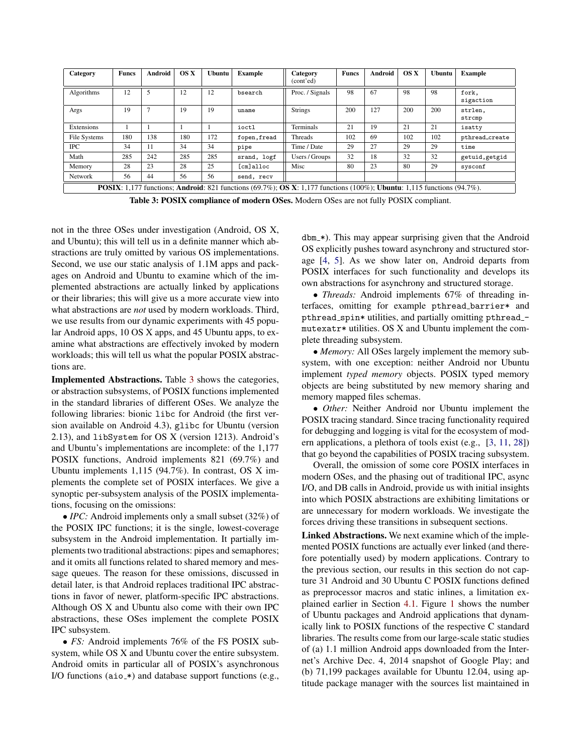| Category | Funcs | Android | OS X | Ubuntu | Example | Category (cont'ed) | Funcs | Android | OS X | Ubuntu | Example |
|---|---|---|---|---|---|---|---|---|---|---|---|
| Algorithms | 12 | 5 | 12 | 12 | `bsearch` | Proc. / Signals | 98 | 67 | 98 | 98 | `fork, sigaction` |
| Args | 19 | 7 | 19 | 19 | `uname` | Strings | 200 | 127 | 200 | 200 | `strlen, strcmp` |
| Extensions | 1 | 1 | 1 | 1 | `ioctl` | Terminals | 21 | 19 | 21 | 21 | `isatty` |
| File Systems | 180 | 138 | 180 | 172 | `fopen,fread` | Threads | 102 | 69 | 102 | 102 | `pthread_create` |
| IPC | 34 | 11 | 34 | 34 | `pipe` | Time / Date | 29 | 27 | 29 | 29 | `time` |
| Math | 285 | 242 | 285 | 285 | `srand, logf` | Users / Groups | 32 | 18 | 32 | 32 | `getuid,getgid` |
| Memory | 28 | 23 | 28 | 25 | `[cm]alloc` | Misc | 80 | 23 | 80 | 29 | `sysconf` |
| Network | 56 | 44 | 56 | 56 | `send, recv` | | | | | | |

**POSIX**: 1,177 functions; **Android**: 821 functions (69.7%); **OS X**: 1,177 functions (100%); **Ubuntu**: 1,115 functions (94.7%).

**Table 3: POSIX compliance of modern OSes.** Modern OSes are not fully POSIX compliant.

not in the three OSes under investigation (Android, OS X, and Ubuntu); this will tell us in a definite manner which abstractions are truly omitted by various OS implementations. Second, we use our static analysis of 1.1M apps and packages on Android and Ubuntu to examine which of the implemented abstractions are actually linked by applications or their libraries; this will give us a more accurate view into what abstractions are *not* used by modern workloads. Third, we use results from our dynamic experiments with 45 popular Android apps, 10 OS X apps, and 45 Ubuntu apps, to examine what abstractions are effectively invoked by modern workloads; this will tell us what the popular POSIX abstractions are.

**Implemented Abstractions.** Table 3 shows the categories, or abstraction subsystems, of POSIX functions implemented in the standard libraries of different OSes. We analyze the following libraries: bionic `libc` for Android (the first version available on Android 4.3), `glibc` for Ubuntu (version 2.13), and `libSystem` for OS X (version 1213). Android's and Ubuntu's implementations are incomplete: of the 1,177 POSIX functions, Android implements 821 (69.7%) and Ubuntu implements 1,115 (94.7%). In contrast, OS X implements the complete set of POSIX interfaces. We give a synoptic per-subsystem analysis of the POSIX implementations, focusing on the omissions:

• *IPC:* Android implements only a small subset (32%) of the POSIX IPC functions; it is the single, lowest-coverage subsystem in the Android implementation. It partially implements two traditional abstractions: pipes and semaphores; and it omits all functions related to shared memory and message queues. The reason for these omissions, discussed in detail later, is that Android replaces traditional IPC abstractions in favor of newer, platform-specific IPC abstractions. Although OS X and Ubuntu also come with their own IPC abstractions, these OSes implement the complete POSIX IPC subsystem.

• *FS:* Android implements 76% of the FS POSIX subsystem, while OS X and Ubuntu cover the entire subsystem. Android omits in particular all of POSIX's asynchronous I/O functions (`aio_*`) and database support functions (e.g., `dbm_*`). This may appear surprising given that the Android OS explicitly pushes toward asynchrony and structured storage [4, 5]. As we show later on, Android departs from POSIX interfaces for such functionality and develops its own abstractions for asynchrony and structured storage.

• *Threads:* Android implements 67% of threading interfaces, omitting for example `pthread_barrier*` and `pthread_spin*` utilities, and partially omitting `pthread_mutexatr*` utilities. OS X and Ubuntu implement the complete threading subsystem.

• *Memory:* All OSes largely implement the memory subsystem, with one exception: neither Android nor Ubuntu implement *typed memory* objects. POSIX typed memory objects are being substituted by new memory sharing and memory mapped files schemas.

• *Other:* Neither Android nor Ubuntu implement the POSIX tracing standard. Since tracing functionality required for debugging and logging is vital for the ecosystem of modern applications, a plethora of tools exist (e.g., [3, 11, 28]) that go beyond the capabilities of POSIX tracing subsystem.

Overall, the omission of some core POSIX interfaces in modern OSes, and the phasing out of traditional IPC, async I/O, and DB calls in Android, provide us with initial insights into which POSIX abstractions are exhibiting limitations or are unnecessary for modern workloads. We investigate the forces driving these transitions in subsequent sections.

**Linked Abstractions.** We next examine which of the implemented POSIX functions are actually ever linked (and therefore potentially used) by modern applications. Contrary to the previous section, our results in this section do not capture 31 Android and 30 Ubuntu C POSIX functions defined as preprocessor macros and static inlines, a limitation explained earlier in Section 4.1. Figure 1 shows the number of Ubuntu packages and Android applications that dynamically link to POSIX functions of the respective C standard libraries. The results come from our large-scale static studies of (a) 1.1 million Android apps downloaded from the Internet's Archive Dec. 4, 2014 snapshot of Google Play; and (b) 71,199 packages available for Ubuntu 12.04, using aptitude package manager with the sources list maintained in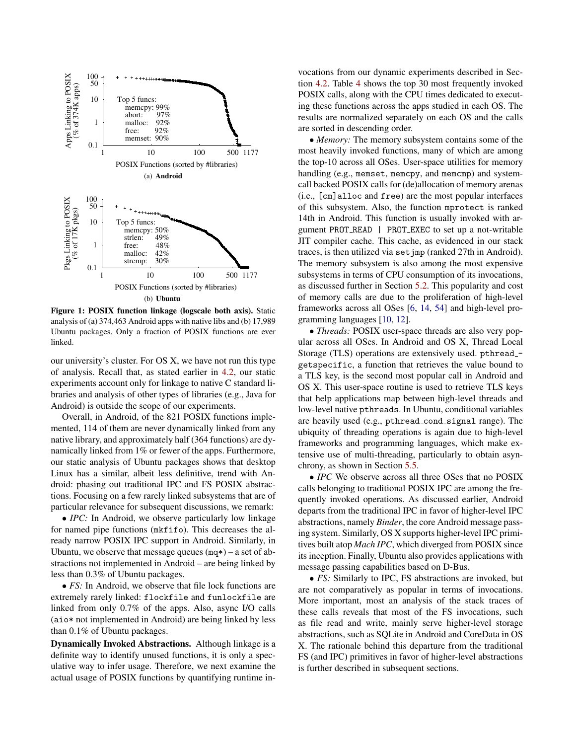Figure 1: POSIX function linkage (logscale both axis). Static analysis of (a) 374,463 Android apps with native libs and (b) 17,989 Ubuntu packages. Only a fraction of POSIX functions are ever linked.

our university's cluster. For OS X, we have not run this type of analysis. Recall that, as stated earlier in 4.2, our static experiments account only for linkage to native C standard libraries and analysis of other types of libraries (e.g., Java for Android) is outside the scope of our experiments.

Overall, in Android, of the 821 POSIX functions implemented, 114 of them are never dynamically linked from any native library, and approximately half (364 functions) are dynamically linked from 1% or fewer of the apps. Furthermore, our static analysis of Ubuntu packages shows that desktop Linux has a similar, albeit less definitive, trend with Android: phasing out traditional IPC and FS POSIX abstractions. Focusing on a few rarely linked subsystems that are of particular relevance for subsequent discussions, we remark:

• *IPC:* In Android, we observe particularly low linkage for named pipe functions (`mkfifo`). This decreases the already narrow POSIX IPC support in Android. Similarly, in Ubuntu, we observe that message queues (`mq*`) – a set of abstractions not implemented in Android – are being linked by less than 0.3% of Ubuntu packages.

• *FS:* In Android, we observe that file lock functions are extremely rarely linked: `flockfile` and `funlockfile` are linked from only 0.7% of the apps. Also, async I/O calls (`aio*` not implemented in Android) are being linked by less than 0.1% of Ubuntu packages.

**Dynamically Invoked Abstractions.** Although linkage is a definite way to identify unused functions, it is only a speculative way to infer usage. Therefore, we next examine the actual usage of POSIX functions by quantifying runtime invocations from our dynamic experiments described in Section 4.2. Table 4 shows the top 30 most frequently invoked POSIX calls, along with the CPU times dedicated to executing these functions across the apps studied in each OS. The results are normalized separately on each OS and the calls are sorted in descending order.

• *Memory:* The memory subsystem contains some of the most heavily invoked functions, many of which are among the top-10 across all OSes. User-space utilities for memory handling (e.g., `memset`, `memcpy`, and `memcmp`) and system-call backed POSIX calls for (de)allocation of memory arenas (i.e., `[cm]alloc` and `free`) are the most popular interfaces of this subsystem. Also, the function `mprotect` is ranked 14th in Android. This function is usually invoked with argument `PROT_READ | PROT_EXEC` to set up a not-writable JIT compiler cache. This cache, as evidenced in our stack traces, is then utilized via `setjmp` (ranked 27th in Android). The memory subsystem is also among the most expensive subsystems in terms of CPU consumption of its invocations, as discussed further in Section 5.2. This popularity and cost of memory calls are due to the proliferation of high-level frameworks across all OSes [6, 14, 54] and high-level programming languages [10, 12].

• *Threads:* POSIX user-space threads are also very popular across all OSes. In Android and OS X, Thread Local Storage (TLS) operations are extensively used. `pthread_getspecific`, a function that retrieves the value bound to a TLS key, is the second most popular call in Android and OS X. This user-space routine is used to retrieve TLS keys that help applications map between high-level threads and low-level native `pthreads`. In Ubuntu, conditional variables are heavily used (e.g., `pthread_cond_signal` range). The ubiquity of threading operations is again due to high-level frameworks and programming languages, which make extensive use of multi-threading, particularly to obtain asynchrony, as shown in Section 5.5.

• *IPC* We observe across all three OSes that no POSIX calls belonging to traditional POSIX IPC are among the frequently invoked operations. As discussed earlier, Android departs from the traditional IPC in favor of higher-level IPC abstractions, namely *Binder*, the core Android message passing system. Similarly, OS X supports higher-level IPC primitives built atop *Mach IPC*, which diverged from POSIX since its inception. Finally, Ubuntu also provides applications with message passing capabilities based on D-Bus.

• *FS:* Similarly to IPC, FS abstractions are invoked, but are not comparatively as popular in terms of invocations. More important, most an analysis of the stack traces of these calls reveals that most of the FS invocations, such as file read and write, mainly serve higher-level storage abstractions, such as SQLite in Android and CoreData in OS X. The rationale behind this departure from the traditional FS (and IPC) primitives in favor of higher-level abstractions is further described in subsequent sections.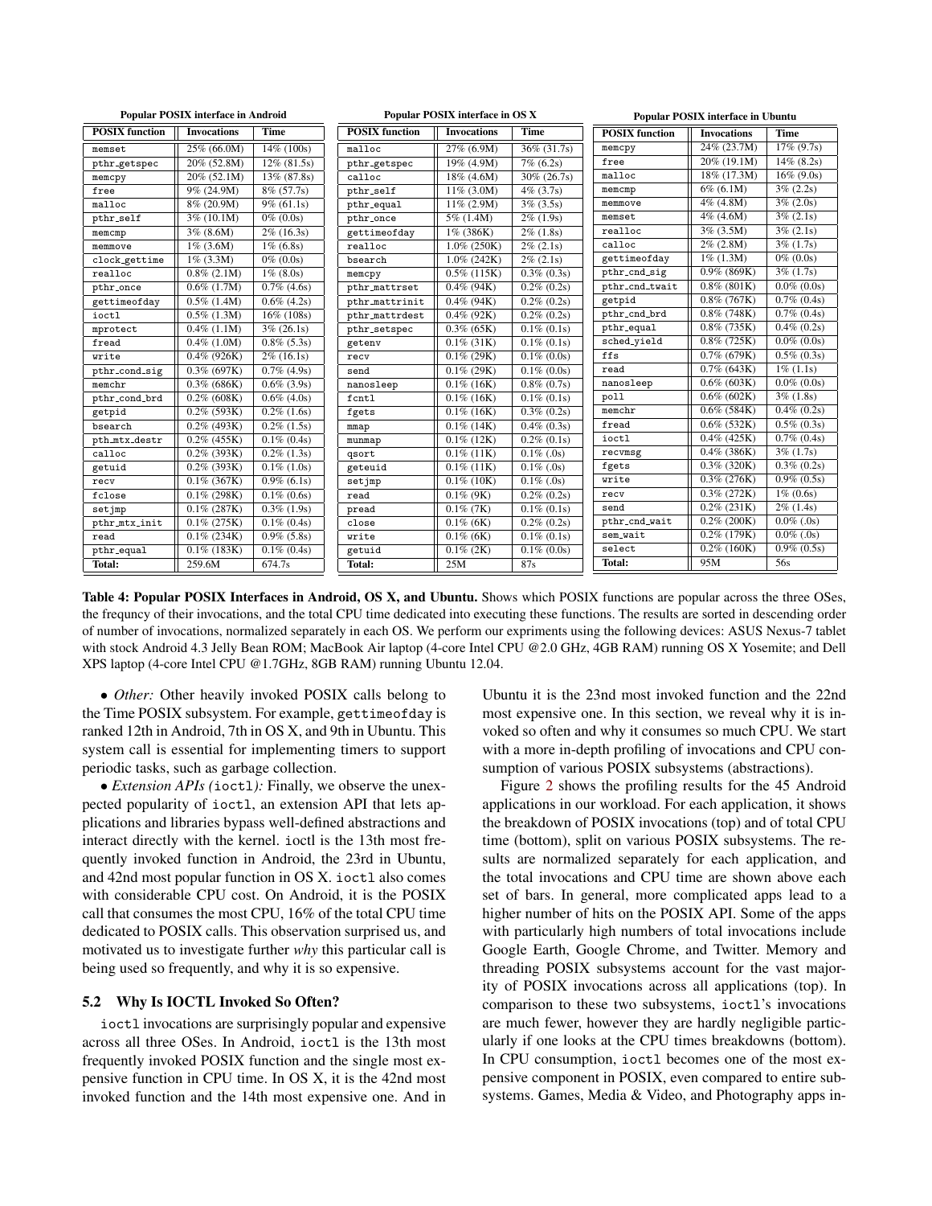**Popular POSIX interface in Android**

| POSIX function | Invocations | Time |
|---|---|---|
| memset | 25% (66.0M) | 14% (100s) |
| pthr_getspec | 20% (52.8M) | 12% (81.5s) |
| memcpy | 20% (52.1M) | 13% (87.8s) |
| free | 9% (24.9M) | 8% (57.7s) |
| malloc | 8% (20.9M) | 9% (61.1s) |
| pthr_self | 3% (10.1M) | 0% (0.0s) |
| memcmp | 3% (8.6M) | 2% (16.3s) |
| memmove | 1% (3.6M) | 1% (6.8s) |
| clock_gettime | 1% (3.3M) | 0% (0.0s) |
| realloc | 0.8% (2.1M) | 1% (8.0s) |
| pthr_once | 0.6% (1.7M) | 0.7% (4.6s) |
| gettimeofday | 0.5% (1.4M) | 0.6% (4.2s) |
| ioctl | 0.5% (1.3M) | 16% (108s) |
| mprotect | 0.4% (1.1M) | 3% (26.1s) |
| fread | 0.4% (1.0M) | 0.8% (5.3s) |
| write | 0.4% (926K) | 2% (16.1s) |
| pthr_cond_sig | 0.3% (697K) | 0.7% (4.9s) |
| memchr | 0.3% (686K) | 0.6% (3.9s) |
| pthr_cond_brd | 0.2% (608K) | 0.6% (4.0s) |
| getpid | 0.2% (593K) | 0.2% (1.6s) |
| bsearch | 0.2% (493K) | 0.2% (1.5s) |
| pth_mtx_destr | 0.2% (455K) | 0.1% (0.4s) |
| calloc | 0.2% (393K) | 0.2% (1.3s) |
| getuid | 0.2% (393K) | 0.1% (1.0s) |
| recv | 0.1% (367K) | 0.9% (6.1s) |
| fclose | 0.1% (298K) | 0.1% (0.6s) |
| setjmp | 0.1% (287K) | 0.3% (1.9s) |
| pthr_mtx_init | 0.1% (275K) | 0.1% (0.4s) |
| read | 0.1% (234K) | 0.9% (5.8s) |
| pthr_equal | 0.1% (183K) | 0.1% (0.4s) |
| **Total:** | 259.6M | 674.7s |

**Popular POSIX interface in OS X**

| POSIX function | Invocations | Time |
|---|---|---|
| malloc | 27% (6.9M) | 36% (31.7s) |
| pthr_getspec | 19% (4.9M) | 7% (6.2s) |
| calloc | 18% (4.6M) | 30% (26.7s) |
| pthr_self | 11% (3.0M) | 4% (3.7s) |
| pthr_equal | 11% (2.9M) | 3% (3.5s) |
| pthr_once | 5% (1.4M) | 2% (1.9s) |
| gettimeofday | 1% (386K) | 2% (1.8s) |
| realloc | 1.0% (250K) | 2% (2.1s) |
| bsearch | 1.0% (242K) | 2% (2.1s) |
| memcpy | 0.5% (115K) | 0.3% (0.3s) |
| pthr_mattrset | 0.4% (94K) | 0.2% (0.2s) |
| pthr_mattrinit | 0.4% (94K) | 0.2% (0.2s) |
| pthr_mattrdest | 0.4% (92K) | 0.2% (0.2s) |
| pthr_setspec | 0.3% (65K) | 0.1% (0.1s) |
| getenv | 0.1% (31K) | 0.1% (0.1s) |
| recv | 0.1% (29K) | 0.1% (0.0s) |
| send | 0.1% (29K) | 0.1% (0.0s) |
| nanosleep | 0.1% (16K) | 0.8% (0.7s) |
| fcntl | 0.1% (16K) | 0.1% (0.1s) |
| fgets | 0.1% (16K) | 0.3% (0.2s) |
| mmap | 0.1% (14K) | 0.4% (0.3s) |
| munmap | 0.1% (12K) | 0.2% (0.1s) |
| qsort | 0.1% (11K) | 0.1% (.0s) |
| geteuid | 0.1% (11K) | 0.1% (.0s) |
| setjmp | 0.1% (10K) | 0.1% (.0s) |
| read | 0.1% (9K) | 0.2% (0.2s) |
| pread | 0.1% (7K) | 0.1% (0.1s) |
| close | 0.1% (6K) | 0.2% (0.2s) |
| write | 0.1% (6K) | 0.1% (0.1s) |
| getuid | 0.1% (2K) | 0.1% (0.0s) |
| **Total:** | 25M | 87s |

**Popular POSIX interface in Ubuntu**

| POSIX function | Invocations | Time |
|---|---|---|
| memcpy | 24% (23.7M) | 17% (9.7s) |
| free | 20% (19.1M) | 14% (8.2s) |
| malloc | 18% (17.3M) | 16% (9.0s) |
| memcmp | 6% (6.1M) | 3% (2.2s) |
| memmove | 4% (4.8M) | 3% (2.0s) |
| memset | 4% (4.6M) | 3% (2.1s) |
| realloc | 3% (3.5M) | 3% (2.1s) |
| calloc | 2% (2.8M) | 3% (1.7s) |
| gettimeofday | 1% (1.3M) | 0% (0.0s) |
| pthr_cnd_sig | 0.9% (869K) | 3% (1.7s) |
| pthr_cnd_twait | 0.8% (801K) | 0.0% (0.0s) |
| getpid | 0.8% (767K) | 0.7% (0.4s) |
| pthr_cnd_brd | 0.8% (748K) | 0.7% (0.4s) |
| pthr_equal | 0.8% (735K) | 0.4% (0.2s) |
| sched_yield | 0.8% (725K) | 0.0% (0.0s) |
| ffs | 0.7% (679K) | 0.5% (0.3s) |
| read | 0.7% (643K) | 1% (1.1s) |
| nanosleep | 0.6% (603K) | 0.0% (0.0s) |
| poll | 0.6% (602K) | 3% (1.8s) |
| memchr | 0.6% (584K) | 0.4% (0.2s) |
| fread | 0.6% (532K) | 0.5% (0.3s) |
| ioctl | 0.4% (425K) | 0.7% (0.4s) |
| recvmsg | 0.4% (386K) | 3% (1.7s) |
| fgets | 0.3% (320K) | 0.3% (0.2s) |
| write | 0.3% (276K) | 0.9% (0.5s) |
| recv | 0.3% (272K) | 1% (0.6s) |
| send | 0.2% (231K) | 2% (1.4s) |
| pthr_cnd_wait | 0.2% (200K) | 0.0% (.0s) |
| sem_wait | 0.2% (179K) | 0.0% (.0s) |
| select | 0.2% (160K) | 0.9% (0.5s) |
| **Total:** | 95M | 56s |

**Table 4: Popular POSIX Interfaces in Android, OS X, and Ubuntu.** Shows which POSIX functions are popular across the three OSes, the frequncy of their invocations, and the total CPU time dedicated into executing these functions. The results are sorted in descending order of number of invocations, normalized separately in each OS. We perform our expriments using the following devices: ASUS Nexus-7 tablet with stock Android 4.3 Jelly Bean ROM; MacBook Air laptop (4-core Intel CPU @2.0 GHz, 4GB RAM) running OS X Yosemite; and Dell XPS laptop (4-core Intel CPU @1.7GHz, 8GB RAM) running Ubuntu 12.04.

• *Other:* Other heavily invoked POSIX calls belong to the Time POSIX subsystem. For example, gettimeofday is ranked 12th in Android, 7th in OS X, and 9th in Ubuntu. This system call is essential for implementing timers to support periodic tasks, such as garbage collection.

• *Extension APIs (*ioctl*):* Finally, we observe the unexpected popularity of ioctl, an extension API that lets applications and libraries bypass well-defined abstractions and interact directly with the kernel. ioctl is the 13th most frequently invoked function in Android, the 23rd in Ubuntu, and 42nd most popular function in OS X. ioctl also comes with considerable CPU cost. On Android, it is the POSIX call that consumes the most CPU, 16% of the total CPU time dedicated to POSIX calls. This observation surprised us, and motivated us to investigate further *why* this particular call is being used so frequently, and why it is so expensive.

### 5.2 Why Is IOCTL Invoked So Often?

ioctl invocations are surprisingly popular and expensive across all three OSes. In Android, ioctl is the 13th most frequently invoked POSIX function and the single most expensive function in CPU time. In OS X, it is the 42nd most invoked function and the 14th most expensive one. And in Ubuntu it is the 23nd most invoked function and the 22nd most expensive one. In this section, we reveal why it is invoked so often and why it consumes so much CPU. We start with a more in-depth profiling of invocations and CPU consumption of various POSIX subsystems (abstractions).

Figure 2 shows the profiling results for the 45 Android applications in our workload. For each application, it shows the breakdown of POSIX invocations (top) and of total CPU time (bottom), split on various POSIX subsystems. The results are normalized separately for each application, and the total invocations and CPU time are shown above each set of bars. In general, more complicated apps lead to a higher number of hits on the POSIX API. Some of the apps with particularly high numbers of total invocations include Google Earth, Google Chrome, and Twitter. Memory and threading POSIX subsystems account for the vast majority of POSIX invocations across all applications (top). In comparison to these two subsystems, ioctl's invocations are much fewer, however they are hardly negligible particularly if one looks at the CPU times breakdowns (bottom). In CPU consumption, ioctl becomes one of the most expensive component in POSIX, even compared to entire subsystems. Games, Media & Video, and Photography apps in-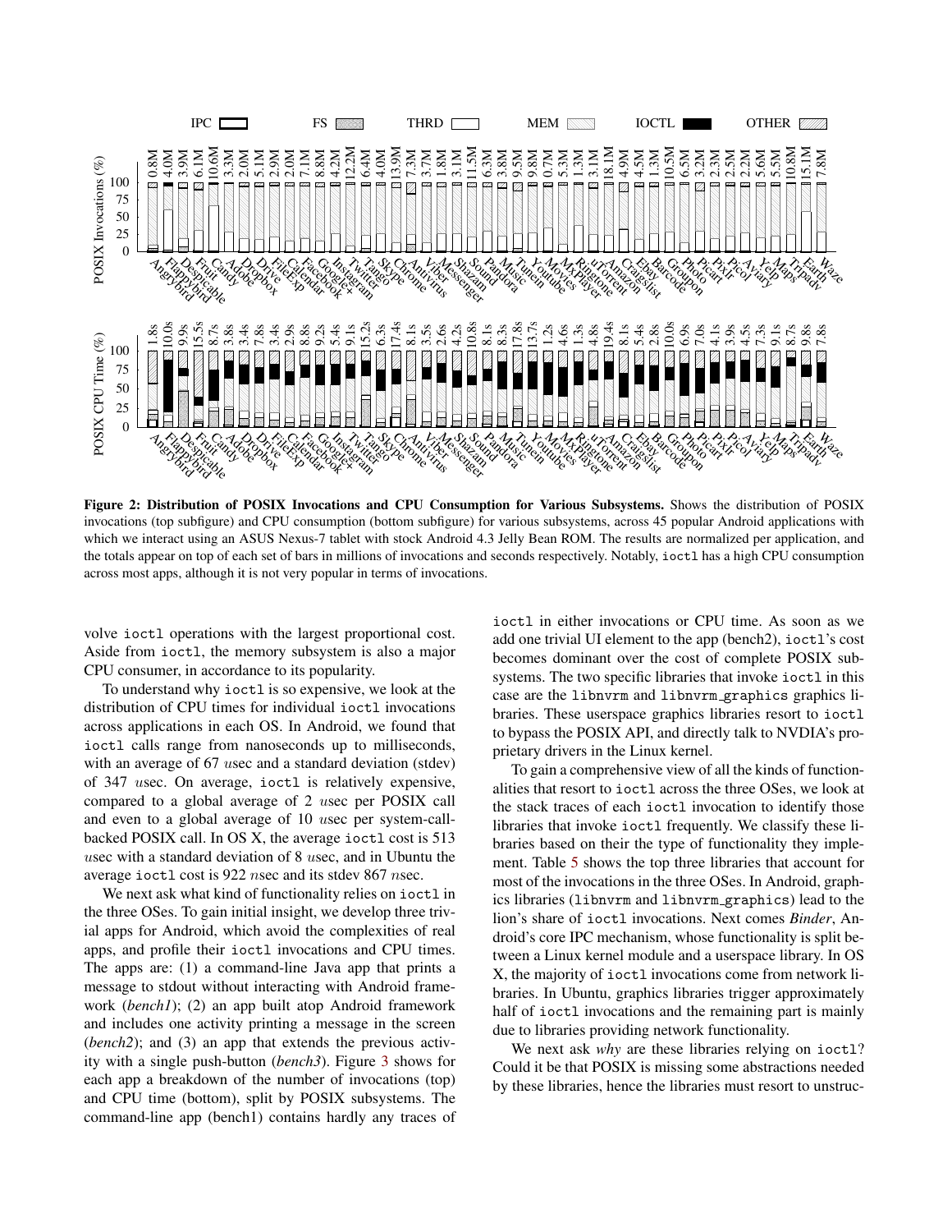**Figure 2: Distribution of POSIX Invocations and CPU Consumption for Various Subsystems.** Shows the distribution of POSIX invocations (top subfigure) and CPU consumption (bottom subfigure) for various subsystems, across 45 popular Android applications with which we interact using an ASUS Nexus-7 tablet with stock Android 4.3 Jelly Bean ROM. The results are normalized per application, and the totals appear on top of each set of bars in millions of invocations and seconds respectively. Notably, `ioctl` has a high CPU consumption across most apps, although it is not very popular in terms of invocations.

volve `ioctl` operations with the largest proportional cost. Aside from `ioctl`, the memory subsystem is also a major CPU consumer, in accordance to its popularity.

To understand why `ioctl` is so expensive, we look at the distribution of CPU times for individual `ioctl` invocations across applications in each OS. In Android, we found that `ioctl` calls range from nanoseconds up to milliseconds, with an average of 67 $u$sec and a standard deviation (stdev) of 347 $u$sec. On average, `ioctl` is relatively expensive, compared to a global average of 2 $u$sec per POSIX call and even to a global average of 10 $u$sec per system-call-backed POSIX call. In OS X, the average `ioctl` cost is 513 $u$sec with a standard deviation of 8 $u$sec, and in Ubuntu the average `ioctl` cost is 922 $n$sec and its stdev 867 $n$sec.

We next ask what kind of functionality relies on `ioctl` in the three OSes. To gain initial insight, we develop three trivial apps for Android, which avoid the complexities of real apps, and profile their `ioctl` invocations and CPU times. The apps are: (1) a command-line Java app that prints a message to stdout without interacting with Android framework (*bench1*); (2) an app built atop Android framework and includes one activity printing a message in the screen (*bench2*); and (3) an app that extends the previous activity with a single push-button (*bench3*). Figure 3 shows for each app a breakdown of the number of invocations (top) and CPU time (bottom), split by POSIX subsystems. The command-line app (bench1) contains hardly any traces of `ioctl` in either invocations or CPU time. As soon as we add one trivial UI element to the app (bench2), `ioctl`'s cost becomes dominant over the cost of complete POSIX subsystems. The two specific libraries that invoke `ioctl` in this case are the `libnvrm` and `libnvrm_graphics` graphics libraries. These userspace graphics libraries resort to `ioctl` to bypass the POSIX API, and directly talk to NVDIA's proprietary drivers in the Linux kernel.

To gain a comprehensive view of all the kinds of functionalities that resort to `ioctl` across the three OSes, we look at the stack traces of each `ioctl` invocation to identify those libraries that invoke `ioctl` frequently. We classify these libraries based on their the type of functionality they implement. Table 5 shows the top three libraries that account for most of the invocations in the three OSes. In Android, graphics libraries (`libnvrm` and `libnvrm_graphics`) lead to the lion's share of `ioctl` invocations. Next comes *Binder*, Android's core IPC mechanism, whose functionality is split between a Linux kernel module and a userspace library. In OS X, the majority of `ioctl` invocations come from network libraries. In Ubuntu, graphics libraries trigger approximately half of `ioctl` invocations and the remaining part is mainly due to libraries providing network functionality.

We next ask *why* are these libraries relying on `ioctl`? Could it be that POSIX is missing some abstractions needed by these libraries, hence the libraries must resort to unstruc-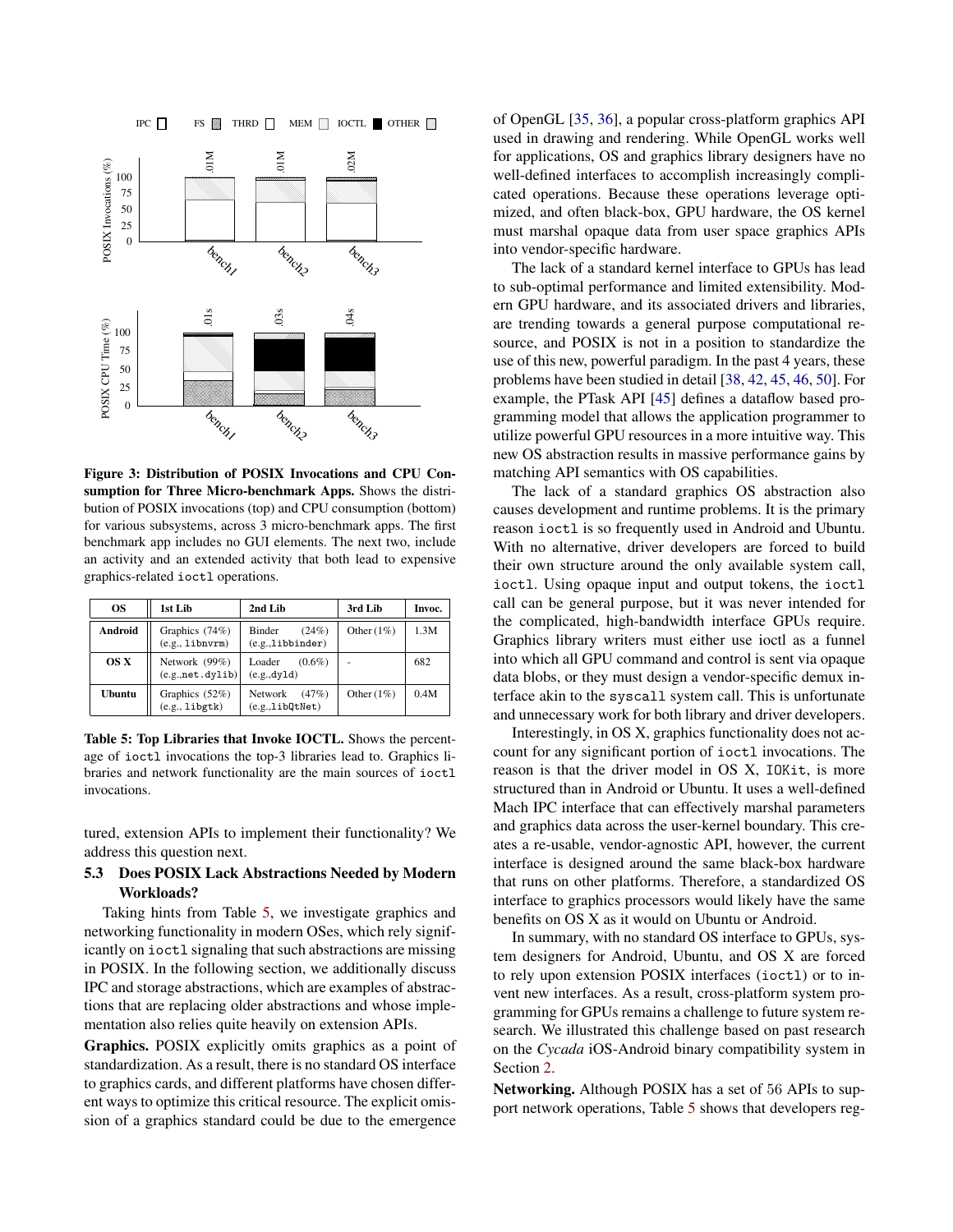IPC FS THRD MEM IOCTL OTHER

POSIX Invocations (%)

100
75
50
25
0

.01M .01M .02M

bench1 bench2 bench3

POSIX CPU Time (%)

100
75
50
25
0

.01s .03s .04s

bench1 bench2 bench3

**Figure 3: Distribution of POSIX Invocations and CPU Consumption for Three Micro-benchmark Apps.** Shows the distribution of POSIX invocations (top) and CPU consumption (bottom) for various subsystems, across 3 micro-benchmark apps. The first benchmark app includes no GUI elements. The next two, include an activity and an extended activity that both lead to expensive graphics-related `ioctl` operations.

| OS | 1st Lib | 2nd Lib | 3rd Lib | Invoc. |
|---|---|---|---|---|
| **Android** | Graphics (74%) (e.g., `libnvrm`) | Binder (24%) (e.g.,`libbinder`) | Other (1%) | 1.3M |
| **OS X** | Network (99%) (e.g.,`net.dylib`) | Loader (0.6%) (e.g.,`dyld`) | - | 682 |
| **Ubuntu** | Graphics (52%) (e.g., `libgtk`) | Network (47%) (e.g.,`libQtNet`) | Other (1%) | 0.4M |

**Table 5: Top Libraries that Invoke IOCTL.** Shows the percentage of `ioctl` invocations the top-3 libraries lead to. Graphics libraries and network functionality are the main sources of `ioctl` invocations.

tured, extension APIs to implement their functionality? We address this question next.

### 5.3 Does POSIX Lack Abstractions Needed by Modern Workloads?

Taking hints from Table 5, we investigate graphics and networking functionality in modern OSes, which rely significantly on `ioctl` signaling that such abstractions are missing in POSIX. In the following section, we additionally discuss IPC and storage abstractions, which are examples of abstractions that are replacing older abstractions and whose implementation also relies quite heavily on extension APIs.

**Graphics.** POSIX explicitly omits graphics as a point of standardization. As a result, there is no standard OS interface to graphics cards, and different platforms have chosen different ways to optimize this critical resource. The explicit omission of a graphics standard could be due to the emergence of OpenGL [35, 36], a popular cross-platform graphics API used in drawing and rendering. While OpenGL works well for applications, OS and graphics library designers have no well-defined interfaces to accomplish increasingly complicated operations. Because these operations leverage optimized, and often black-box, GPU hardware, the OS kernel must marshal opaque data from user space graphics APIs into vendor-specific hardware.

The lack of a standard kernel interface to GPUs has lead to sub-optimal performance and limited extensibility. Modern GPU hardware, and its associated drivers and libraries, are trending towards a general purpose computational resource, and POSIX is not in a position to standardize the use of this new, powerful paradigm. In the past 4 years, these problems have been studied in detail [38, 42, 45, 46, 50]. For example, the PTask API [45] defines a dataflow based programming model that allows the application programmer to utilize powerful GPU resources in a more intuitive way. This new OS abstraction results in massive performance gains by matching API semantics with OS capabilities.

The lack of a standard graphics OS abstraction also causes development and runtime problems. It is the primary reason `ioctl` is so frequently used in Android and Ubuntu. With no alternative, driver developers are forced to build their own structure around the only available system call, `ioctl`. Using opaque input and output tokens, the `ioctl` call can be general purpose, but it was never intended for the complicated, high-bandwidth interface GPUs require. Graphics library writers must either use ioctl as a funnel into which all GPU command and control is sent via opaque data blobs, or they must design a vendor-specific demux interface akin to the `syscall` system call. This is unfortunate and unnecessary work for both library and driver developers.

Interestingly, in OS X, graphics functionality does not account for any significant portion of `ioctl` invocations. The reason is that the driver model in OS X, `IOKit`, is more structured than in Android or Ubuntu. It uses a well-defined Mach IPC interface that can effectively marshal parameters and graphics data across the user-kernel boundary. This creates a re-usable, vendor-agnostic API, however, the current interface is designed around the same black-box hardware that runs on other platforms. Therefore, a standardized OS interface to graphics processors would likely have the same benefits on OS X as it would on Ubuntu or Android.

In summary, with no standard OS interface to GPUs, system designers for Android, Ubuntu, and OS X are forced to rely upon extension POSIX interfaces (`ioctl`) or to invent new interfaces. As a result, cross-platform system programming for GPUs remains a challenge to future system research. We illustrated this challenge based on past research on the *Cycada* iOS-Android binary compatibility system in Section 2.

**Networking.** Although POSIX has a set of 56 APIs to support network operations, Table 5 shows that developers reg-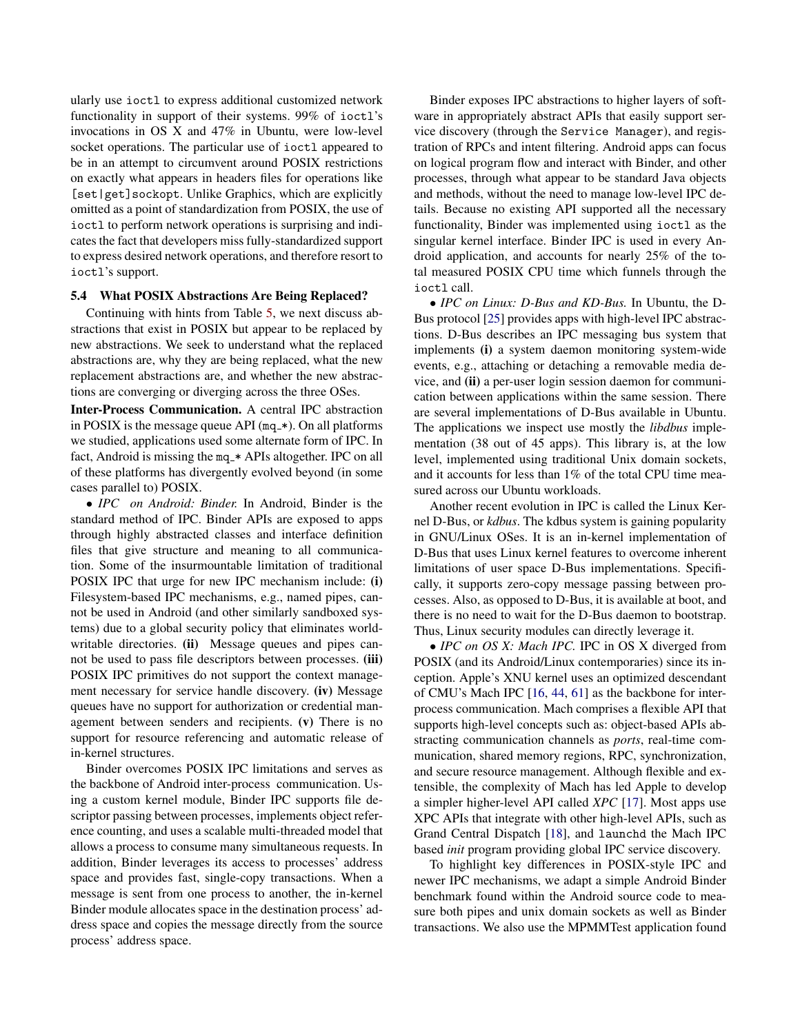ularly use `ioctl` to express additional customized network functionality in support of their systems. 99% of `ioctl`'s invocations in OS X and 47% in Ubuntu, were low-level socket operations. The particular use of `ioctl` appeared to be in an attempt to circumvent around POSIX restrictions on exactly what appears in headers files for operations like `[set|get]sockopt`. Unlike Graphics, which are explicitly omitted as a point of standardization from POSIX, the use of `ioctl` to perform network operations is surprising and indicates the fact that developers miss fully-standardized support to express desired network operations, and therefore resort to `ioctl`'s support.

### 5.4 What POSIX Abstractions Are Being Replaced?

Continuing with hints from Table 5, we next discuss abstractions that exist in POSIX but appear to be replaced by new abstractions. We seek to understand what the replaced abstractions are, why they are being replaced, what the new replacement abstractions are, and whether the new abstractions are converging or diverging across the three OSes.

**Inter-Process Communication.** A central IPC abstraction in POSIX is the message queue API (`mq_*`). On all platforms we studied, applications used some alternate form of IPC. In fact, Android is missing the `mq_*` APIs altogether. IPC on all of these platforms has divergently evolved beyond (in some cases parallel to) POSIX.

• *IPC on Android: Binder.* In Android, Binder is the standard method of IPC. Binder APIs are exposed to apps through highly abstracted classes and interface definition files that give structure and meaning to all communication. Some of the insurmountable limitation of traditional POSIX IPC that urge for new IPC mechanism include: **(i)** Filesystem-based IPC mechanisms, e.g., named pipes, cannot be used in Android (and other similarly sandboxed systems) due to a global security policy that eliminates world-writable directories. **(ii)** Message queues and pipes cannot be used to pass file descriptors between processes. **(iii)** POSIX IPC primitives do not support the context management necessary for service handle discovery. **(iv)** Message queues have no support for authorization or credential management between senders and recipients. **(v)** There is no support for resource referencing and automatic release of in-kernel structures.

Binder overcomes POSIX IPC limitations and serves as the backbone of Android inter-process communication. Using a custom kernel module, Binder IPC supports file descriptor passing between processes, implements object reference counting, and uses a scalable multi-threaded model that allows a process to consume many simultaneous requests. In addition, Binder leverages its access to processes' address space and provides fast, single-copy transactions. When a message is sent from one process to another, the in-kernel Binder module allocates space in the destination process' address space and copies the message directly from the source process' address space.

Binder exposes IPC abstractions to higher layers of software in appropriately abstract APIs that easily support service discovery (through the `Service Manager`), and registration of RPCs and intent filtering. Android apps can focus on logical program flow and interact with Binder, and other processes, through what appear to be standard Java objects and methods, without the need to manage low-level IPC details. Because no existing API supported all the necessary functionality, Binder was implemented using `ioctl` as the singular kernel interface. Binder IPC is used in every Android application, and accounts for nearly 25% of the total measured POSIX CPU time which funnels through the `ioctl` call.

• *IPC on Linux: D-Bus and KD-Bus.* In Ubuntu, the D-Bus protocol [25] provides apps with high-level IPC abstractions. D-Bus describes an IPC messaging bus system that implements **(i)** a system daemon monitoring system-wide events, e.g., attaching or detaching a removable media device, and **(ii)** a per-user login session daemon for communication between applications within the same session. There are several implementations of D-Bus available in Ubuntu. The applications we inspect use mostly the *libdbus* implementation (38 out of 45 apps). This library is, at the low level, implemented using traditional Unix domain sockets, and it accounts for less than 1% of the total CPU time measured across our Ubuntu workloads.

Another recent evolution in IPC is called the Linux Kernel D-Bus, or *kdbus*. The kdbus system is gaining popularity in GNU/Linux OSes. It is an in-kernel implementation of D-Bus that uses Linux kernel features to overcome inherent limitations of user space D-Bus implementations. Specifically, it supports zero-copy message passing between processes. Also, as opposed to D-Bus, it is available at boot, and there is no need to wait for the D-Bus daemon to bootstrap. Thus, Linux security modules can directly leverage it.

• *IPC on OS X: Mach IPC.* IPC in OS X diverged from POSIX (and its Android/Linux contemporaries) since its inception. Apple's XNU kernel uses an optimized descendant of CMU's Mach IPC [16, 44, 61] as the backbone for inter-process communication. Mach comprises a flexible API that supports high-level concepts such as: object-based APIs abstracting communication channels as *ports*, real-time communication, shared memory regions, RPC, synchronization, and secure resource management. Although flexible and extensible, the complexity of Mach has led Apple to develop a simpler higher-level API called *XPC* [17]. Most apps use XPC APIs that integrate with other high-level APIs, such as Grand Central Dispatch [18], and `launchd` the Mach IPC based *init* program providing global IPC service discovery.

To highlight key differences in POSIX-style IPC and newer IPC mechanisms, we adapt a simple Android Binder benchmark found within the Android source code to measure both pipes and unix domain sockets as well as Binder transactions. We also use the MPMMTest application found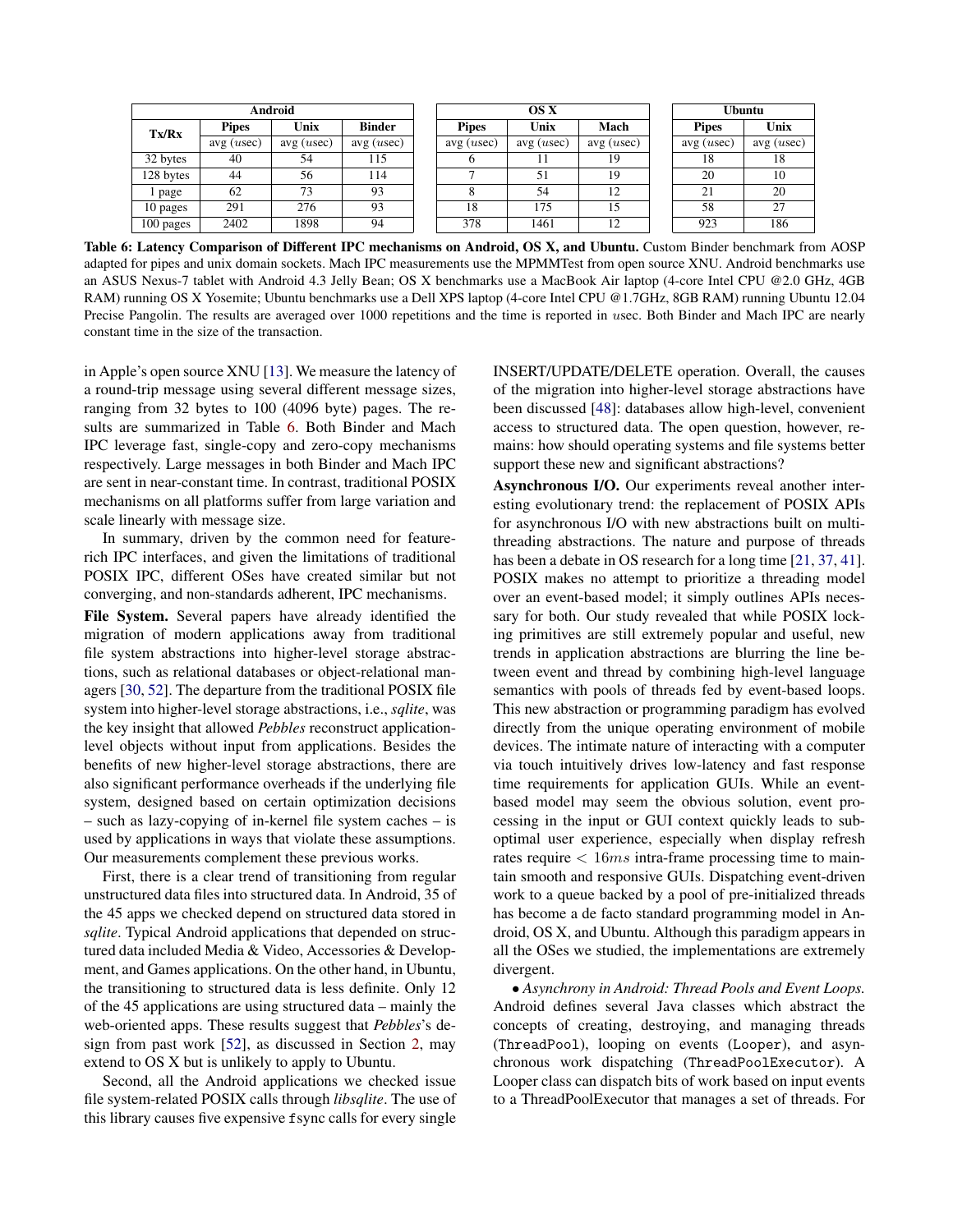| Android | | | | | OS X | | | | Ubuntu | |
|---|---|---|---|---|---|---|---|---|---|---|
| Tx/Rx | Pipes | Unix | Binder | | Pipes | Unix | Mach | | Pipes | Unix |
| | avg (*usec*) | avg (*usec*) | avg (*usec*) | | avg (*usec*) | avg (*usec*) | avg (*usec*) | | avg (*usec*) | avg (*usec*) |
| 32 bytes | 40 | 54 | 115 | | 6 | 11 | 19 | | 18 | 18 |
| 128 bytes | 44 | 56 | 114 | | 7 | 51 | 19 | | 20 | 10 |
| 1 page | 62 | 73 | 93 | | 8 | 54 | 12 | | 21 | 20 |
| 10 pages | 291 | 276 | 93 | | 18 | 175 | 15 | | 58 | 27 |
| 100 pages | 2402 | 1898 | 94 | | 378 | 1461 | 12 | | 923 | 186 |

**Table 6: Latency Comparison of Different IPC mechanisms on Android, OS X, and Ubuntu.** Custom Binder benchmark from AOSP adapted for pipes and unix domain sockets. Mach IPC measurements use the MPMMTest from open source XNU. Android benchmarks use an ASUS Nexus-7 tablet with Android 4.3 Jelly Bean; OS X benchmarks use a MacBook Air laptop (4-core Intel CPU @2.0 GHz, 4GB RAM) running OS X Yosemite; Ubuntu benchmarks use a Dell XPS laptop (4-core Intel CPU @1.7GHz, 8GB RAM) running Ubuntu 12.04 Precise Pangolin. The results are averaged over 1000 repetitions and the time is reported in $usec$. Both Binder and Mach IPC are nearly constant time in the size of the transaction.

in Apple's open source XNU [13]. We measure the latency of a round-trip message using several different message sizes, ranging from 32 bytes to 100 (4096 byte) pages. The results are summarized in Table 6. Both Binder and Mach IPC leverage fast, single-copy and zero-copy mechanisms respectively. Large messages in both Binder and Mach IPC are sent in near-constant time. In contrast, traditional POSIX mechanisms on all platforms suffer from large variation and scale linearly with message size.

In summary, driven by the common need for feature-rich IPC interfaces, and given the limitations of traditional POSIX IPC, different OSes have created similar but not converging, and non-standards adherent, IPC mechanisms.

**File System.** Several papers have already identified the migration of modern applications away from traditional file system abstractions into higher-level storage abstractions, such as relational databases or object-relational managers [30, 52]. The departure from the traditional POSIX file system into higher-level storage abstractions, i.e., *sqlite*, was the key insight that allowed *Pebbles* reconstruct application-level objects without input from applications. Besides the benefits of new higher-level storage abstractions, there are also significant performance overheads if the underlying file system, designed based on certain optimization decisions – such as lazy-copying of in-kernel file system caches – is used by applications in ways that violate these assumptions. Our measurements complement these previous works.

First, there is a clear trend of transitioning from regular unstructured data files into structured data. In Android, 35 of the 45 apps we checked depend on structured data stored in *sqlite*. Typical Android applications that depended on structured data included Media & Video, Accessories & Development, and Games applications. On the other hand, in Ubuntu, the transitioning to structured data is less definite. Only 12 of the 45 applications are using structured data – mainly the web-oriented apps. These results suggest that *Pebbles*'s design from past work [52], as discussed in Section 2, may extend to OS X but is unlikely to apply to Ubuntu.

Second, all the Android applications we checked issue file system-related POSIX calls through *libsqlite*. The use of this library causes five expensive `fsync` calls for every single INSERT/UPDATE/DELETE operation. Overall, the causes of the migration into higher-level storage abstractions have been discussed [48]: databases allow high-level, convenient access to structured data. The open question, however, remains: how should operating systems and file systems better support these new and significant abstractions?

**Asynchronous I/O.** Our experiments reveal another interesting evolutionary trend: the replacement of POSIX APIs for asynchronous I/O with new abstractions built on multi-threading abstractions. The nature and purpose of threads has been a debate in OS research for a long time [21, 37, 41]. POSIX makes no attempt to prioritize a threading model over an event-based model; it simply outlines APIs necessary for both. Our study revealed that while POSIX locking primitives are still extremely popular and useful, new trends in application abstractions are blurring the line between event and thread by combining high-level language semantics with pools of threads fed by event-based loops. This new abstraction or programming paradigm has evolved directly from the unique operating environment of mobile devices. The intimate nature of interacting with a computer via touch intuitively drives low-latency and fast response time requirements for application GUIs. While an event-based model may seem the obvious solution, event processing in the input or GUI context quickly leads to sub-optimal user experience, especially when display refresh rates require $< 16ms$ intra-frame processing time to maintain smooth and responsive GUIs. Dispatching event-driven work to a queue backed by a pool of pre-initialized threads has become a de facto standard programming model in Android, OS X, and Ubuntu. Although this paradigm appears in all the OSes we studied, the implementations are extremely divergent.

• *Asynchrony in Android: Thread Pools and Event Loops.* Android defines several Java classes which abstract the concepts of creating, destroying, and managing threads (`ThreadPool`), looping on events (`Looper`), and asynchronous work dispatching (`ThreadPoolExecutor`). A Looper class can dispatch bits of work based on input events to a ThreadPoolExecutor that manages a set of threads. For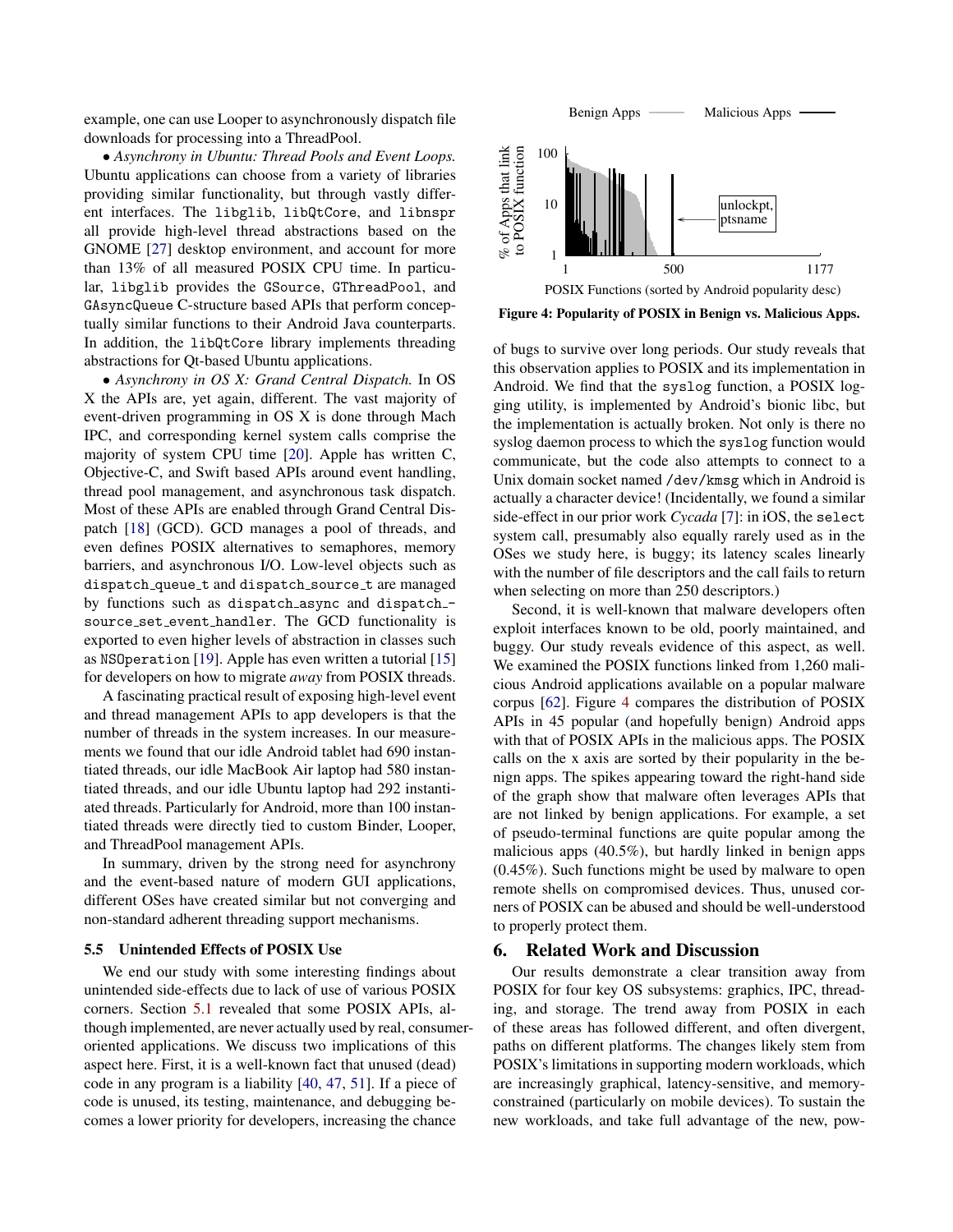example, one can use Looper to asynchronously dispatch file downloads for processing into a ThreadPool.

• *Asynchrony in Ubuntu: Thread Pools and Event Loops.* Ubuntu applications can choose from a variety of libraries providing similar functionality, but through vastly different interfaces. The `libglib`, `libQtCore`, and `libnspr` all provide high-level thread abstractions based on the GNOME [27] desktop environment, and account for more than 13% of all measured POSIX CPU time. In particular, `libglib` provides the `GSource`, `GThreadPool`, and `GAsyncQueue` C-structure based APIs that perform conceptually similar functions to their Android Java counterparts. In addition, the `libQtCore` library implements threading abstractions for Qt-based Ubuntu applications.

• *Asynchrony in OS X: Grand Central Dispatch.* In OS X the APIs are, yet again, different. The vast majority of event-driven programming in OS X is done through Mach IPC, and corresponding kernel system calls comprise the majority of system CPU time [20]. Apple has written C, Objective-C, and Swift based APIs around event handling, thread pool management, and asynchronous task dispatch. Most of these APIs are enabled through Grand Central Dispatch [18] (GCD). GCD manages a pool of threads, and even defines POSIX alternatives to semaphores, memory barriers, and asynchronous I/O. Low-level objects such as `dispatch_queue_t` and `dispatch_source_t` are managed by functions such as `dispatch_async` and `dispatch_source_set_event_handler`. The GCD functionality is exported to even higher levels of abstraction in classes such as `NSOperation` [19]. Apple has even written a tutorial [15] for developers on how to migrate *away* from POSIX threads.

A fascinating practical result of exposing high-level event and thread management APIs to app developers is that the number of threads in the system increases. In our measurements we found that our idle Android tablet had 690 instantiated threads, our idle MacBook Air laptop had 580 instantiated threads, and our idle Ubuntu laptop had 292 instantiated threads. Particularly for Android, more than 100 instantiated threads were directly tied to custom Binder, Looper, and ThreadPool management APIs.

In summary, driven by the strong need for asynchrony and the event-based nature of modern GUI applications, different OSes have created similar but not converging and non-standard adherent threading support mechanisms.

### 5.5 Unintended Effects of POSIX Use

We end our study with some interesting findings about unintended side-effects due to lack of use of various POSIX corners. Section 5.1 revealed that some POSIX APIs, although implemented, are never actually used by real, consumer-oriented applications. We discuss two implications of this aspect here. First, it is a well-known fact that unused (dead) code in any program is a liability [40, 47, 51]. If a piece of code is unused, its testing, maintenance, and debugging becomes a lower priority for developers, increasing the chance of bugs to survive over long periods. Our study reveals that this observation applies to POSIX and its implementation in Android. We find that the `syslog` function, a POSIX logging utility, is implemented by Android's bionic libc, but the implementation is actually broken. Not only is there no syslog daemon process to which the `syslog` function would communicate, but the code also attempts to connect to a Unix domain socket named `/dev/kmsg` which in Android is actually a character device! (Incidentally, we found a similar side-effect in our prior work *Cycada* [7]: in iOS, the `select` system call, presumably also equally rarely used as in the OSes we study here, is buggy; its latency scales linearly with the number of file descriptors and the call fails to return when selecting on more than 250 descriptors.)

**Figure 4: Popularity of POSIX in Benign vs. Malicious Apps.**

Second, it is well-known that malware developers often exploit interfaces known to be old, poorly maintained, and buggy. Our study reveals evidence of this aspect, as well. We examined the POSIX functions linked from 1,260 malicious Android applications available on a popular malware corpus [62]. Figure 4 compares the distribution of POSIX APIs in 45 popular (and hopefully benign) Android apps with that of POSIX APIs in the malicious apps. The POSIX calls on the x axis are sorted by their popularity in the benign apps. The spikes appearing toward the right-hand side of the graph show that malware often leverages APIs that are not linked by benign applications. For example, a set of pseudo-terminal functions are quite popular among the malicious apps (40.5%), but hardly linked in benign apps (0.45%). Such functions might be used by malware to open remote shells on compromised devices. Thus, unused corners of POSIX can be abused and should be well-understood to properly protect them.

## 6. Related Work and Discussion

Our results demonstrate a clear transition away from POSIX for four key OS subsystems: graphics, IPC, threading, and storage. The trend away from POSIX in each of these areas has followed different, and often divergent, paths on different platforms. The changes likely stem from POSIX's limitations in supporting modern workloads, which are increasingly graphical, latency-sensitive, and memory-constrained (particularly on mobile devices). To sustain the new workloads, and take full advantage of the new, pow-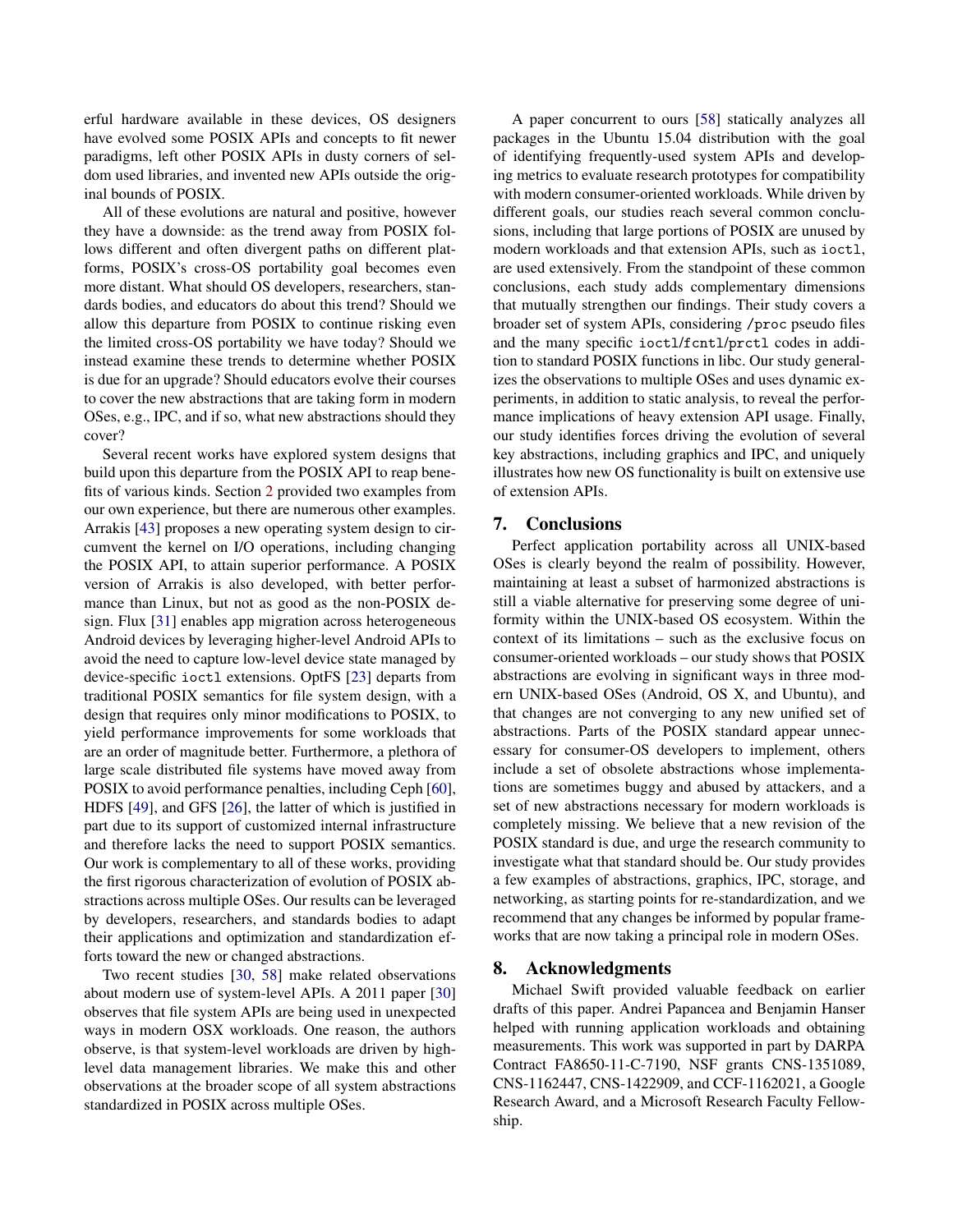erful hardware available in these devices, OS designers have evolved some POSIX APIs and concepts to fit newer paradigms, left other POSIX APIs in dusty corners of seldom used libraries, and invented new APIs outside the original bounds of POSIX.

All of these evolutions are natural and positive, however they have a downside: as the trend away from POSIX follows different and often divergent paths on different platforms, POSIX's cross-OS portability goal becomes even more distant. What should OS developers, researchers, standards bodies, and educators do about this trend? Should we allow this departure from POSIX to continue risking even the limited cross-OS portability we have today? Should we instead examine these trends to determine whether POSIX is due for an upgrade? Should educators evolve their courses to cover the new abstractions that are taking form in modern OSes, e.g., IPC, and if so, what new abstractions should they cover?

Several recent works have explored system designs that build upon this departure from the POSIX API to reap benefits of various kinds. Section 2 provided two examples from our own experience, but there are numerous other examples. Arrakis [43] proposes a new operating system design to circumvent the kernel on I/O operations, including changing the POSIX API, to attain superior performance. A POSIX version of Arrakis is also developed, with better performance than Linux, but not as good as the non-POSIX design. Flux [31] enables app migration across heterogeneous Android devices by leveraging higher-level Android APIs to avoid the need to capture low-level device state managed by device-specific `ioctl` extensions. OptFS [23] departs from traditional POSIX semantics for file system design, with a design that requires only minor modifications to POSIX, to yield performance improvements for some workloads that are an order of magnitude better. Furthermore, a plethora of large scale distributed file systems have moved away from POSIX to avoid performance penalties, including Ceph [60], HDFS [49], and GFS [26], the latter of which is justified in part due to its support of customized internal infrastructure and therefore lacks the need to support POSIX semantics. Our work is complementary to all of these works, providing the first rigorous characterization of evolution of POSIX abstractions across multiple OSes. Our results can be leveraged by developers, researchers, and standards bodies to adapt their applications and optimization and standardization efforts toward the new or changed abstractions.

Two recent studies [30, 58] make related observations about modern use of system-level APIs. A 2011 paper [30] observes that file system APIs are being used in unexpected ways in modern OSX workloads. One reason, the authors observe, is that system-level workloads are driven by high-level data management libraries. We make this and other observations at the broader scope of all system abstractions standardized in POSIX across multiple OSes.

A paper concurrent to ours [58] statically analyzes all packages in the Ubuntu 15.04 distribution with the goal of identifying frequently-used system APIs and developing metrics to evaluate research prototypes for compatibility with modern consumer-oriented workloads. While driven by different goals, our studies reach several common conclusions, including that large portions of POSIX are unused by modern workloads and that extension APIs, such as `ioctl`, are used extensively. From the standpoint of these common conclusions, each study adds complementary dimensions that mutually strengthen our findings. Their study covers a broader set of system APIs, considering `/proc` pseudo files and the many specific `ioctl`/`fcntl`/`prctl` codes in addition to standard POSIX functions in libc. Our study generalizes the observations to multiple OSes and uses dynamic experiments, in addition to static analysis, to reveal the performance implications of heavy extension API usage. Finally, our study identifies forces driving the evolution of several key abstractions, including graphics and IPC, and uniquely illustrates how new OS functionality is built on extensive use of extension APIs.

## 7. Conclusions

Perfect application portability across all UNIX-based OSes is clearly beyond the realm of possibility. However, maintaining at least a subset of harmonized abstractions is still a viable alternative for preserving some degree of uniformity within the UNIX-based OS ecosystem. Within the context of its limitations – such as the exclusive focus on consumer-oriented workloads – our study shows that POSIX abstractions are evolving in significant ways in three modern UNIX-based OSes (Android, OS X, and Ubuntu), and that changes are not converging to any new unified set of abstractions. Parts of the POSIX standard appear unnecessary for consumer-OS developers to implement, others include a set of obsolete abstractions whose implementations are sometimes buggy and abused by attackers, and a set of new abstractions necessary for modern workloads is completely missing. We believe that a new revision of the POSIX standard is due, and urge the research community to investigate what that standard should be. Our study provides a few examples of abstractions, graphics, IPC, storage, and networking, as starting points for re-standardization, and we recommend that any changes be informed by popular frameworks that are now taking a principal role in modern OSes.

## 8. Acknowledgments

Michael Swift provided valuable feedback on earlier drafts of this paper. Andrei Papancea and Benjamin Hanser helped with running application workloads and obtaining measurements. This work was supported in part by DARPA Contract FA8650-11-C-7190, NSF grants CNS-1351089, CNS-1162447, CNS-1422909, and CCF-1162021, a Google Research Award, and a Microsoft Research Faculty Fellowship.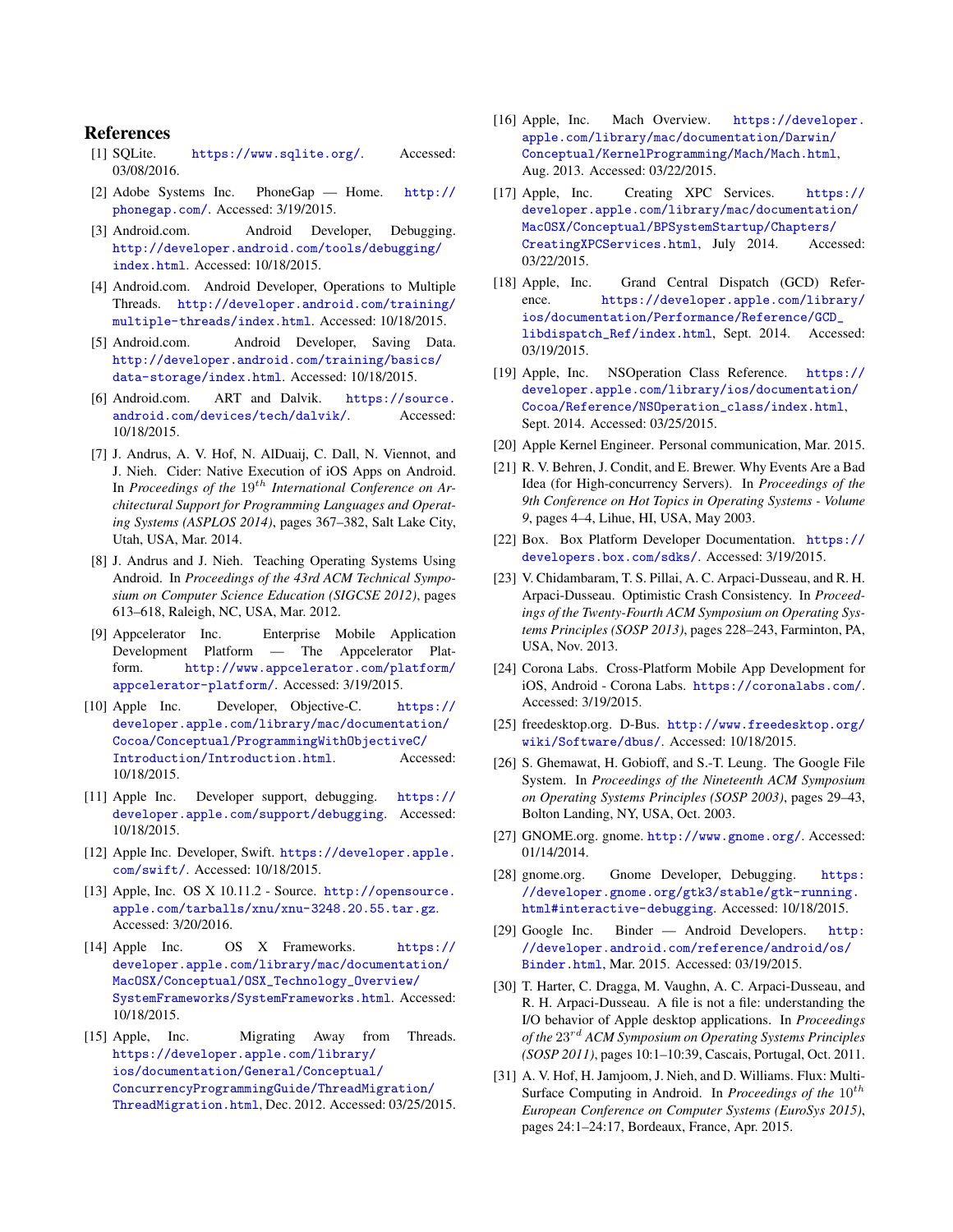## References

[1] SQLite. https://www.sqlite.org/. Accessed: 03/08/2016.

[2] Adobe Systems Inc. PhoneGap — Home. http://phonegap.com/. Accessed: 3/19/2015.

[3] Android.com. Android Developer, Debugging. http://developer.android.com/tools/debugging/index.html. Accessed: 10/18/2015.

[4] Android.com. Android Developer, Operations to Multiple Threads. http://developer.android.com/training/multiple-threads/index.html. Accessed: 10/18/2015.

[5] Android.com. Android Developer, Saving Data. http://developer.android.com/training/basics/data-storage/index.html. Accessed: 10/18/2015.

[6] Android.com. ART and Dalvik. https://source.android.com/devices/tech/dalvik/. Accessed: 10/18/2015.

[7] J. Andrus, A. V. Hof, N. AlDuaij, C. Dall, N. Viennot, and J. Nieh. Cider: Native Execution of iOS Apps on Android. In *Proceedings of the* $19^{th}$ *International Conference on Architectural Support for Programming Languages and Operating Systems (ASPLOS 2014)*, pages 367–382, Salt Lake City, Utah, USA, Mar. 2014.

[8] J. Andrus and J. Nieh. Teaching Operating Systems Using Android. In *Proceedings of the 43rd ACM Technical Symposium on Computer Science Education (SIGCSE 2012)*, pages 613–618, Raleigh, NC, USA, Mar. 2012.

[9] Appcelerator Inc. Enterprise Mobile Application Development Platform — The Appcelerator Platform. http://www.appcelerator.com/platform/appcelerator-platform/. Accessed: 3/19/2015.

[10] Apple Inc. Developer, Objective-C. https://developer.apple.com/library/mac/documentation/Cocoa/Conceptual/ProgrammingWithObjectiveC/Introduction/Introduction.html. Accessed: 10/18/2015.

[11] Apple Inc. Developer support, debugging. https://developer.apple.com/support/debugging. Accessed: 10/18/2015.

[12] Apple Inc. Developer, Swift. https://developer.apple.com/swift/. Accessed: 10/18/2015.

[13] Apple, Inc. OS X 10.11.2 - Source. http://opensource.apple.com/tarballs/xnu/xnu-3248.20.55.tar.gz. Accessed: 3/20/2016.

[14] Apple Inc. OS X Frameworks. https://developer.apple.com/library/mac/documentation/MacOSX/Conceptual/OSX_Technology_Overview/SystemFrameworks/SystemFrameworks.html. Accessed: 10/18/2015.

[15] Apple, Inc. Migrating Away from Threads. https://developer.apple.com/library/ios/documentation/General/Conceptual/ConcurrencyProgrammingGuide/ThreadMigration/ThreadMigration.html, Dec. 2012. Accessed: 03/25/2015.

[16] Apple, Inc. Mach Overview. https://developer.apple.com/library/mac/documentation/Darwin/Conceptual/KernelProgramming/Mach/Mach.html, Aug. 2013. Accessed: 03/22/2015.

[17] Apple, Inc. Creating XPC Services. https://developer.apple.com/library/mac/documentation/MacOSX/Conceptual/BPSystemStartup/Chapters/CreatingXPCServices.html, July 2014. Accessed: 03/22/2015.

[18] Apple, Inc. Grand Central Dispatch (GCD) Reference. https://developer.apple.com/library/ios/documentation/Performance/Reference/GCD_libdispatch_Ref/index.html, Sept. 2014. Accessed: 03/19/2015.

[19] Apple, Inc. NSOperation Class Reference. https://developer.apple.com/library/ios/documentation/Cocoa/Reference/NSOperation_class/index.html, Sept. 2014. Accessed: 03/25/2015.

[20] Apple Kernel Engineer. Personal communication, Mar. 2015.

[21] R. V. Behren, J. Condit, and E. Brewer. Why Events Are a Bad Idea (for High-concurrency Servers). In *Proceedings of the 9th Conference on Hot Topics in Operating Systems - Volume 9*, pages 4–4, Lihue, HI, USA, May 2003.

[22] Box. Box Platform Developer Documentation. https://developers.box.com/sdks/. Accessed: 3/19/2015.

[23] V. Chidambaram, T. S. Pillai, A. C. Arpaci-Dusseau, and R. H. Arpaci-Dusseau. Optimistic Crash Consistency. In *Proceedings of the Twenty-Fourth ACM Symposium on Operating Systems Principles (SOSP 2013)*, pages 228–243, Farminton, PA, USA, Nov. 2013.

[24] Corona Labs. Cross-Platform Mobile App Development for iOS, Android - Corona Labs. https://coronalabs.com/. Accessed: 3/19/2015.

[25] freedesktop.org. D-Bus. http://www.freedesktop.org/wiki/Software/dbus/. Accessed: 10/18/2015.

[26] S. Ghemawat, H. Gobioff, and S.-T. Leung. The Google File System. In *Proceedings of the Nineteenth ACM Symposium on Operating Systems Principles (SOSP 2003)*, pages 29–43, Bolton Landing, NY, USA, Oct. 2003.

[27] GNOME.org. gnome. http://www.gnome.org/. Accessed: 01/14/2014.

[28] gnome.org. Gnome Developer, Debugging. https://developer.gnome.org/gtk3/stable/gtk-running.html#interactive-debugging. Accessed: 10/18/2015.

[29] Google Inc. Binder — Android Developers. http://developer.android.com/reference/android/os/Binder.html, Mar. 2015. Accessed: 03/19/2015.

[30] T. Harter, C. Dragga, M. Vaughn, A. C. Arpaci-Dusseau, and R. H. Arpaci-Dusseau. A file is not a file: understanding the I/O behavior of Apple desktop applications. In *Proceedings of the* $23^{rd}$ *ACM Symposium on Operating Systems Principles (SOSP 2011)*, pages 10:1–10:39, Cascais, Portugal, Oct. 2011.

[31] A. V. Hof, H. Jamjoom, J. Nieh, and D. Williams. Flux: Multi-Surface Computing in Android. In *Proceedings of the* $10^{th}$ *European Conference on Computer Systems (EuroSys 2015)*, pages 24:1–24:17, Bordeaux, France, Apr. 2015.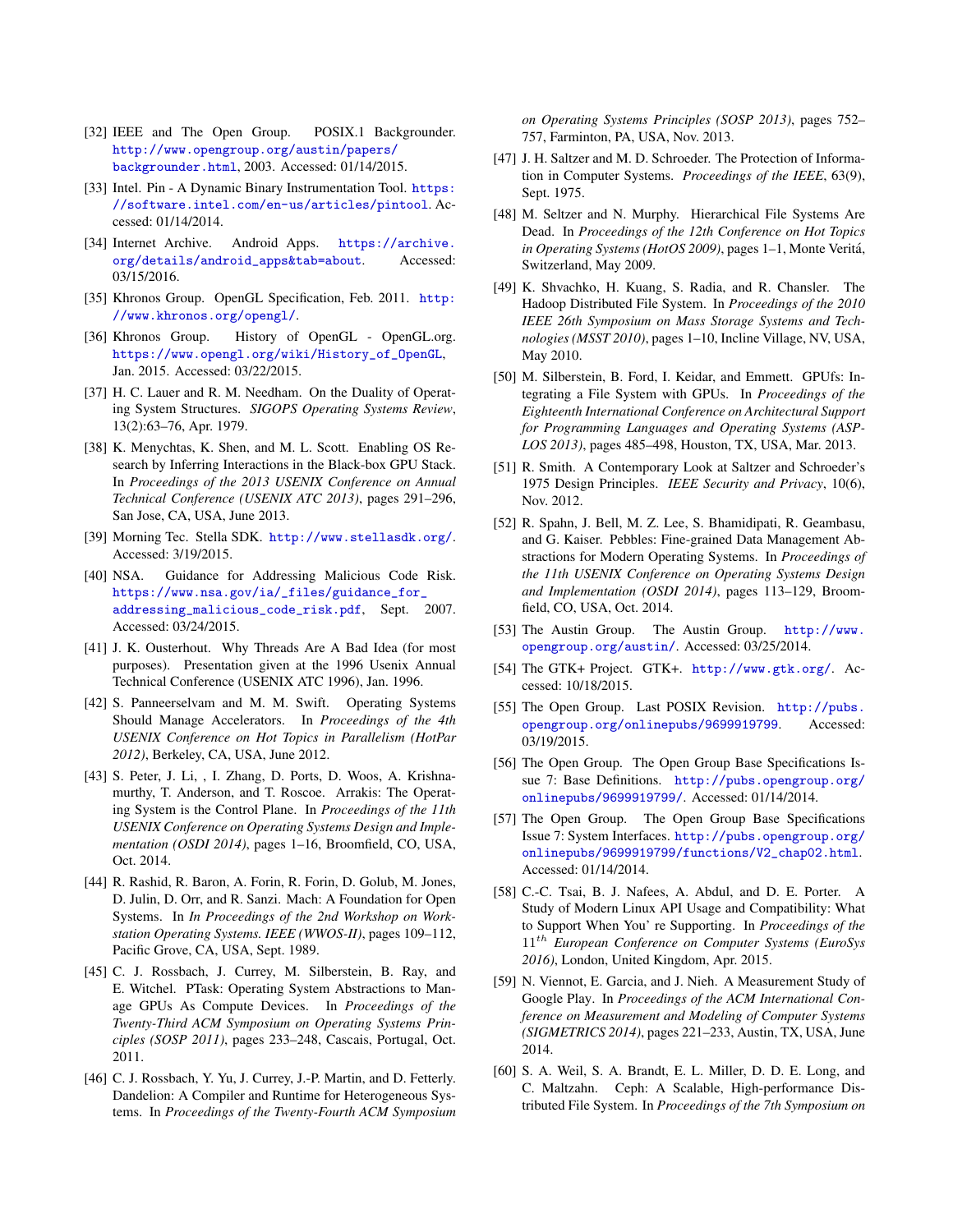[32] IEEE and The Open Group. POSIX.1 Backgrounder. http://www.opengroup.org/austin/papers/backgrounder.html, 2003. Accessed: 01/14/2015.

[33] Intel. Pin - A Dynamic Binary Instrumentation Tool. https://software.intel.com/en-us/articles/pintool. Accessed: 01/14/2014.

[34] Internet Archive. Android Apps. https://archive.org/details/android_apps&tab=about. Accessed: 03/15/2016.

[35] Khronos Group. OpenGL Specification, Feb. 2011. http://www.khronos.org/opengl/.

[36] Khronos Group. History of OpenGL - OpenGL.org. https://www.opengl.org/wiki/History_of_OpenGL, Jan. 2015. Accessed: 03/22/2015.

[37] H. C. Lauer and R. M. Needham. On the Duality of Operating System Structures. *SIGOPS Operating Systems Review*, 13(2):63–76, Apr. 1979.

[38] K. Menychtas, K. Shen, and M. L. Scott. Enabling OS Research by Inferring Interactions in the Black-box GPU Stack. In *Proceedings of the 2013 USENIX Conference on Annual Technical Conference (USENIX ATC 2013)*, pages 291–296, San Jose, CA, USA, June 2013.

[39] Morning Tec. Stella SDK. http://www.stellasdk.org/. Accessed: 3/19/2015.

[40] NSA. Guidance for Addressing Malicious Code Risk. https://www.nsa.gov/ia/_files/guidance_for_addressing_malicious_code_risk.pdf, Sept. 2007. Accessed: 03/24/2015.

[41] J. K. Ousterhout. Why Threads Are A Bad Idea (for most purposes). Presentation given at the 1996 Usenix Annual Technical Conference (USENIX ATC 1996), Jan. 1996.

[42] S. Panneerselvam and M. M. Swift. Operating Systems Should Manage Accelerators. In *Proceedings of the 4th USENIX Conference on Hot Topics in Parallelism (HotPar 2012)*, Berkeley, CA, USA, June 2012.

[43] S. Peter, J. Li, , I. Zhang, D. Ports, D. Woos, A. Krishnamurthy, T. Anderson, and T. Roscoe. Arrakis: The Operating System is the Control Plane. In *Proceedings of the 11th USENIX Conference on Operating Systems Design and Implementation (OSDI 2014)*, pages 1–16, Broomfield, CO, USA, Oct. 2014.

[44] R. Rashid, R. Baron, A. Forin, R. Forin, D. Golub, M. Jones, D. Julin, D. Orr, and R. Sanzi. Mach: A Foundation for Open Systems. In *In Proceedings of the 2nd Workshop on Workstation Operating Systems. IEEE (WWOS-II)*, pages 109–112, Pacific Grove, CA, USA, Sept. 1989.

[45] C. J. Rossbach, J. Currey, M. Silberstein, B. Ray, and E. Witchel. PTask: Operating System Abstractions to Manage GPUs As Compute Devices. In *Proceedings of the Twenty-Third ACM Symposium on Operating Systems Principles (SOSP 2011)*, pages 233–248, Cascais, Portugal, Oct. 2011.

[46] C. J. Rossbach, Y. Yu, J. Currey, J.-P. Martin, and D. Fetterly. Dandelion: A Compiler and Runtime for Heterogeneous Systems. In *Proceedings of the Twenty-Fourth ACM Symposium on Operating Systems Principles (SOSP 2013)*, pages 752–757, Farminton, PA, USA, Nov. 2013.

[47] J. H. Saltzer and M. D. Schroeder. The Protection of Information in Computer Systems. *Proceedings of the IEEE*, 63(9), Sept. 1975.

[48] M. Seltzer and N. Murphy. Hierarchical File Systems Are Dead. In *Proceedings of the 12th Conference on Hot Topics in Operating Systems (HotOS 2009)*, pages 1–1, Monte Veritá, Switzerland, May 2009.

[49] K. Shvachko, H. Kuang, S. Radia, and R. Chansler. The Hadoop Distributed File System. In *Proceedings of the 2010 IEEE 26th Symposium on Mass Storage Systems and Technologies (MSST 2010)*, pages 1–10, Incline Village, NV, USA, May 2010.

[50] M. Silberstein, B. Ford, I. Keidar, and Emmett. GPUfs: Integrating a File System with GPUs. In *Proceedings of the Eighteenth International Conference on Architectural Support for Programming Languages and Operating Systems (ASPLOS 2013)*, pages 485–498, Houston, TX, USA, Mar. 2013.

[51] R. Smith. A Contemporary Look at Saltzer and Schroeder's 1975 Design Principles. *IEEE Security and Privacy*, 10(6), Nov. 2012.

[52] R. Spahn, J. Bell, M. Z. Lee, S. Bhamidipati, R. Geambasu, and G. Kaiser. Pebbles: Fine-grained Data Management Abstractions for Modern Operating Systems. In *Proceedings of the 11th USENIX Conference on Operating Systems Design and Implementation (OSDI 2014)*, pages 113–129, Broomfield, CO, USA, Oct. 2014.

[53] The Austin Group. The Austin Group. http://www.opengroup.org/austin/. Accessed: 03/25/2014.

[54] The GTK+ Project. GTK+. http://www.gtk.org/. Accessed: 10/18/2015.

[55] The Open Group. Last POSIX Revision. http://pubs.opengroup.org/onlinepubs/9699919799. Accessed: 03/19/2015.

[56] The Open Group. The Open Group Base Specifications Issue 7: Base Definitions. http://pubs.opengroup.org/onlinepubs/9699919799/. Accessed: 01/14/2014.

[57] The Open Group. The Open Group Base Specifications Issue 7: System Interfaces. http://pubs.opengroup.org/onlinepubs/9699919799/functions/V2_chap02.html. Accessed: 01/14/2014.

[58] C.-C. Tsai, B. J. Nafees, A. Abdul, and D. E. Porter. A Study of Modern Linux API Usage and Compatibility: What to Support When You' re Supporting. In *Proceedings of the $11^{th}$ European Conference on Computer Systems (EuroSys 2016)*, London, United Kingdom, Apr. 2015.

[59] N. Viennot, E. Garcia, and J. Nieh. A Measurement Study of Google Play. In *Proceedings of the ACM International Conference on Measurement and Modeling of Computer Systems (SIGMETRICS 2014)*, pages 221–233, Austin, TX, USA, June 2014.

[60] S. A. Weil, S. A. Brandt, E. L. Miller, D. D. E. Long, and C. Maltzahn. Ceph: A Scalable, High-performance Distributed File System. In *Proceedings of the 7th Symposium on*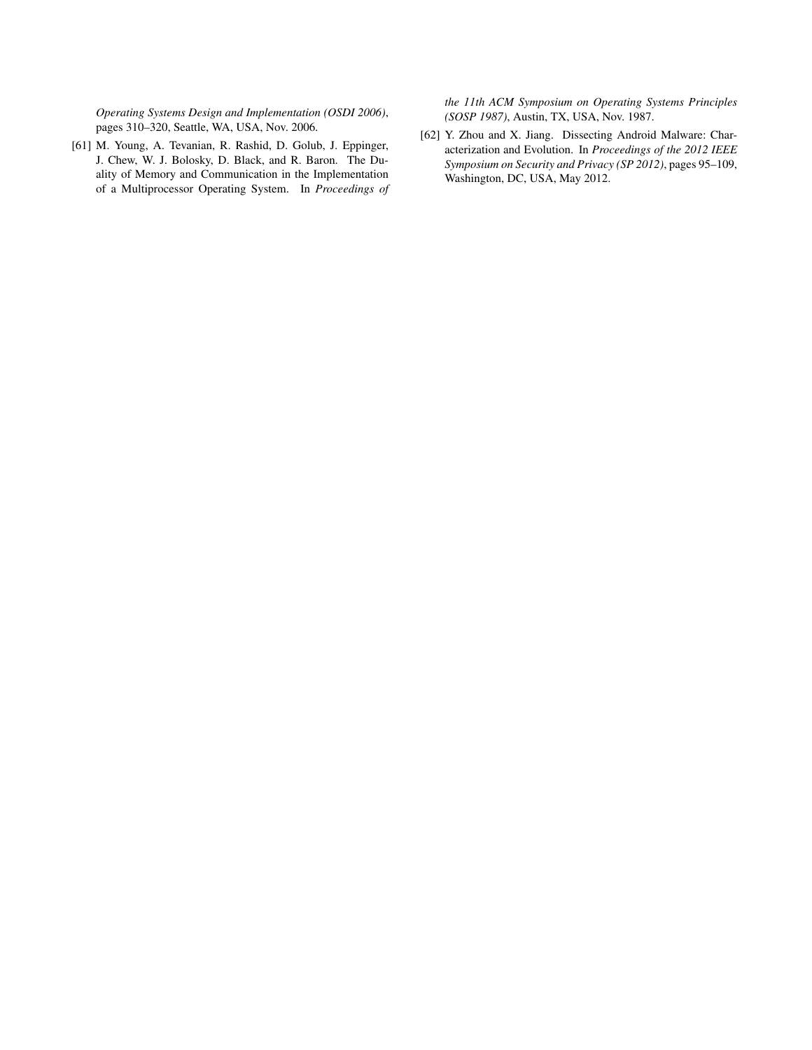*Operating Systems Design and Implementation (OSDI 2006)*, pages 310–320, Seattle, WA, USA, Nov. 2006.

[61] M. Young, A. Tevanian, R. Rashid, D. Golub, J. Eppinger, J. Chew, W. J. Bolosky, D. Black, and R. Baron. The Duality of Memory and Communication in the Implementation of a Multiprocessor Operating System. In *Proceedings of the 11th ACM Symposium on Operating Systems Principles (SOSP 1987)*, Austin, TX, USA, Nov. 1987.

[62] Y. Zhou and X. Jiang. Dissecting Android Malware: Characterization and Evolution. In *Proceedings of the 2012 IEEE Symposium on Security and Privacy (SP 2012)*, pages 95–109, Washington, DC, USA, May 2012.